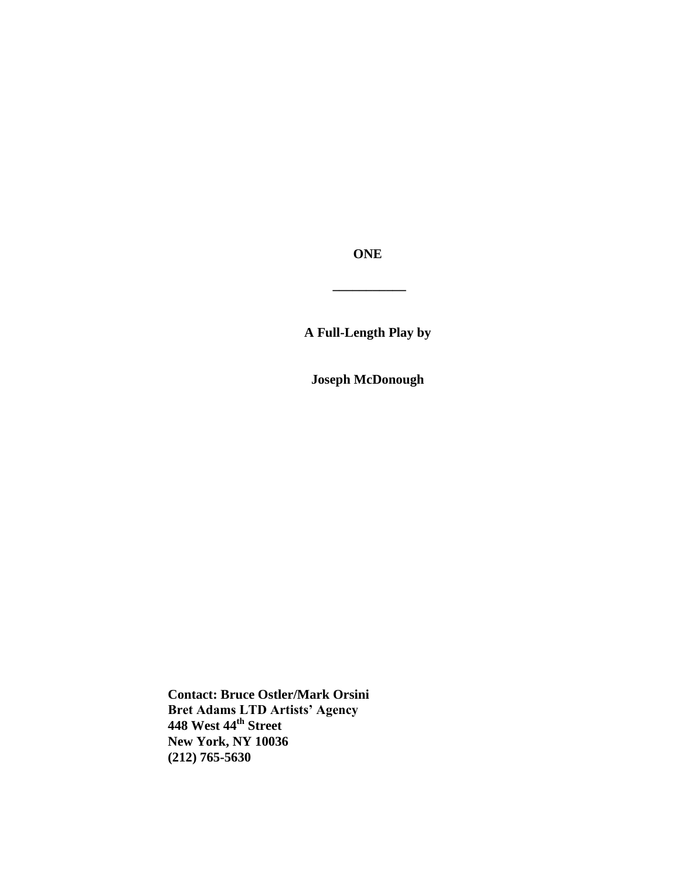# ONE

___________

**A Full-Length Play by**

**Joseph McDonough**

**Contact: Bruce Ostler/Mark Orsini**
**Bret Adams LTD Artists' Agency**
**448 West 44th Street**
**New York, NY 10036**
**(212) 765-5630**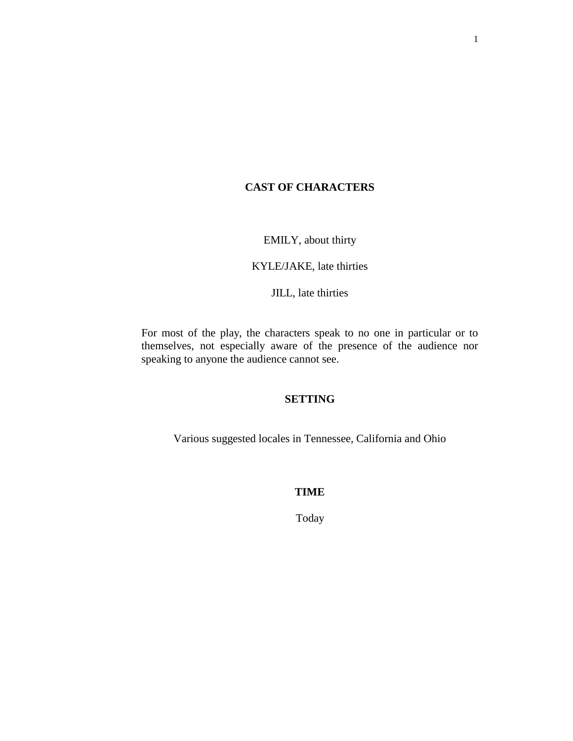## CAST OF CHARACTERS

EMILY, about thirty

KYLE/JAKE, late thirties

JILL, late thirties

For most of the play, the characters speak to no one in particular or to themselves, not especially aware of the presence of the audience nor speaking to anyone the audience cannot see.

## SETTING

Various suggested locales in Tennessee, California and Ohio

## TIME

Today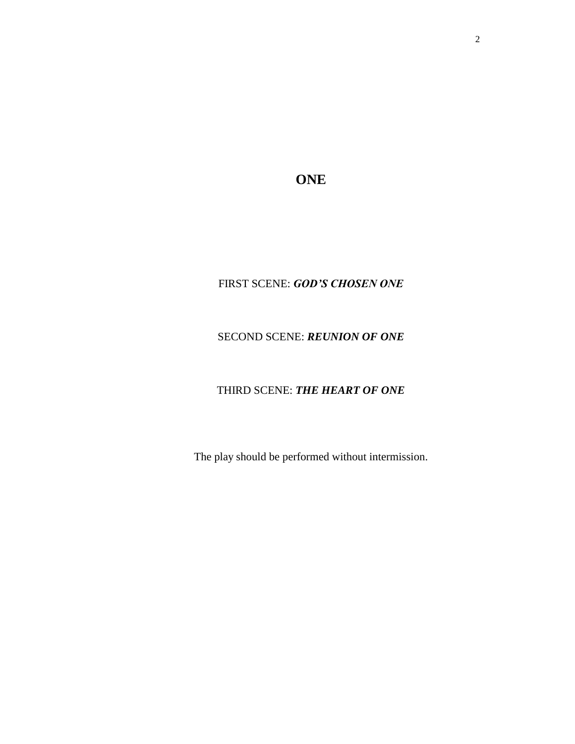# ONE

FIRST SCENE: ***GOD'S CHOSEN ONE***

SECOND SCENE: ***REUNION OF ONE***

THIRD SCENE: ***THE HEART OF ONE***

The play should be performed without intermission.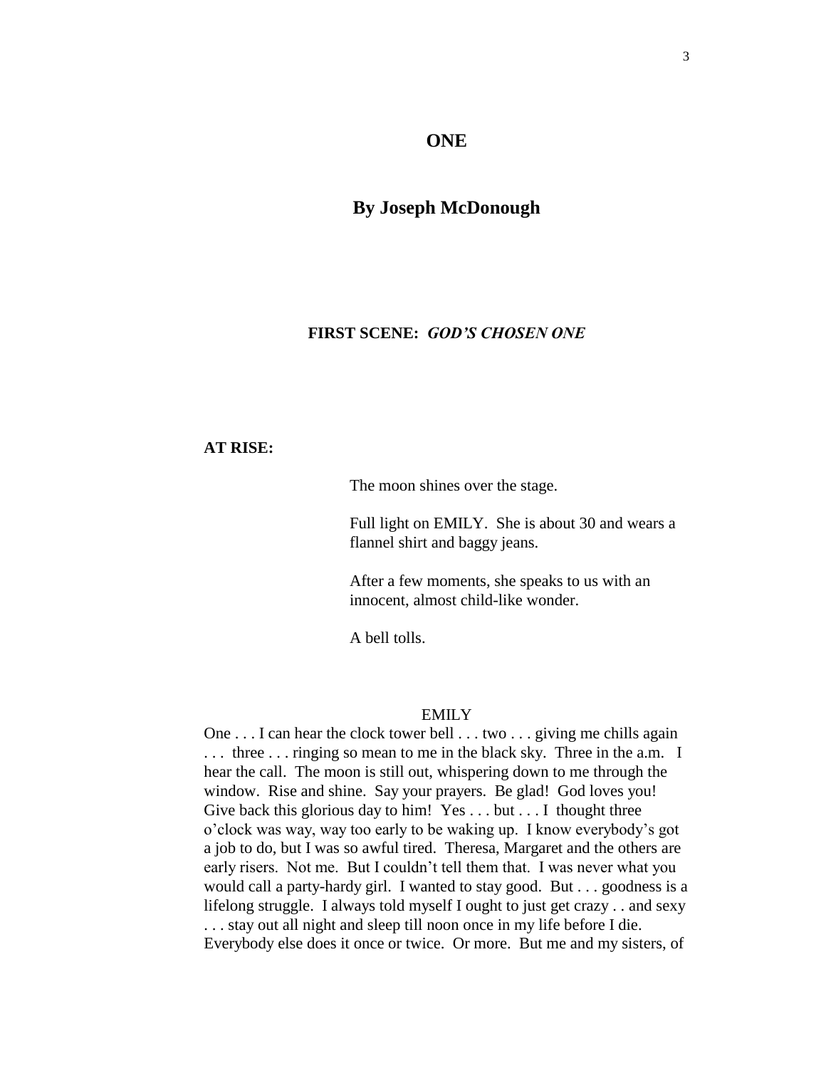# ONE

## By Joseph McDonough

**FIRST SCENE:** ***GOD'S CHOSEN ONE***

**AT RISE:**

The moon shines over the stage.

Full light on EMILY. She is about 30 and wears a flannel shirt and baggy jeans.

After a few moments, she speaks to us with an innocent, almost child-like wonder.

A bell tolls.

EMILY

One . . . I can hear the clock tower bell . . . two . . . giving me chills again . . . three . . . ringing so mean to me in the black sky. Three in the a.m. I hear the call. The moon is still out, whispering down to me through the window. Rise and shine. Say your prayers. Be glad! God loves you! Give back this glorious day to him! Yes . . . but . . . I thought three o'clock was way, way too early to be waking up. I know everybody's got a job to do, but I was so awful tired. Theresa, Margaret and the others are early risers. Not me. But I couldn't tell them that. I was never what you would call a party-hardy girl. I wanted to stay good. But . . . goodness is a lifelong struggle. I always told myself I ought to just get crazy . . and sexy . . . stay out all night and sleep till noon once in my life before I die. Everybody else does it once or twice. Or more. But me and my sisters, of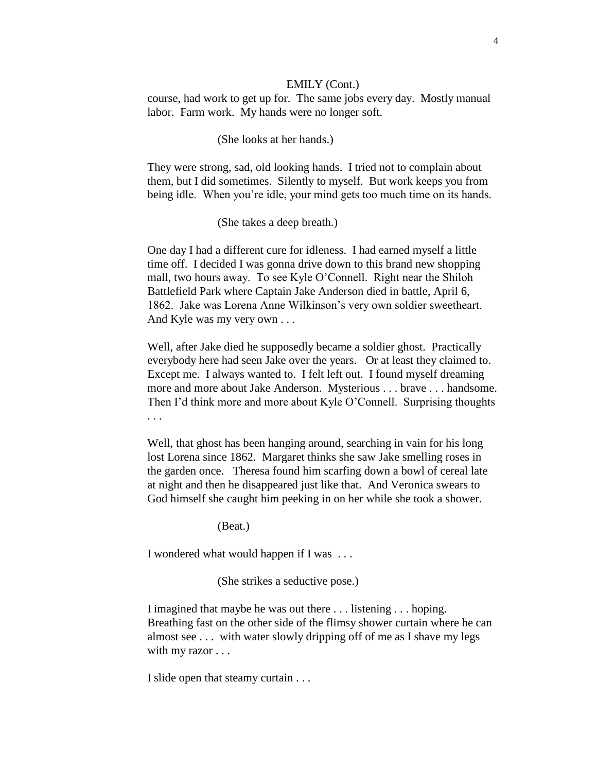EMILY (Cont.)

course, had work to get up for. The same jobs every day. Mostly manual labor. Farm work. My hands were no longer soft.

(She looks at her hands.)

They were strong, sad, old looking hands. I tried not to complain about them, but I did sometimes. Silently to myself. But work keeps you from being idle. When you're idle, your mind gets too much time on its hands.

(She takes a deep breath.)

One day I had a different cure for idleness. I had earned myself a little time off. I decided I was gonna drive down to this brand new shopping mall, two hours away. To see Kyle O'Connell. Right near the Shiloh Battlefield Park where Captain Jake Anderson died in battle, April 6, 1862. Jake was Lorena Anne Wilkinson's very own soldier sweetheart. And Kyle was my very own . . .

Well, after Jake died he supposedly became a soldier ghost. Practically everybody here had seen Jake over the years. Or at least they claimed to. Except me. I always wanted to. I felt left out. I found myself dreaming more and more about Jake Anderson. Mysterious . . . brave . . . handsome. Then I'd think more and more about Kyle O'Connell. Surprising thoughts . . .

Well, that ghost has been hanging around, searching in vain for his long lost Lorena since 1862. Margaret thinks she saw Jake smelling roses in the garden once. Theresa found him scarfing down a bowl of cereal late at night and then he disappeared just like that. And Veronica swears to God himself she caught him peeking in on her while she took a shower.

(Beat.)

I wondered what would happen if I was . . .

(She strikes a seductive pose.)

I imagined that maybe he was out there . . . listening . . . hoping. Breathing fast on the other side of the flimsy shower curtain where he can almost see . . . with water slowly dripping off of me as I shave my legs with my razor . . .

I slide open that steamy curtain . . .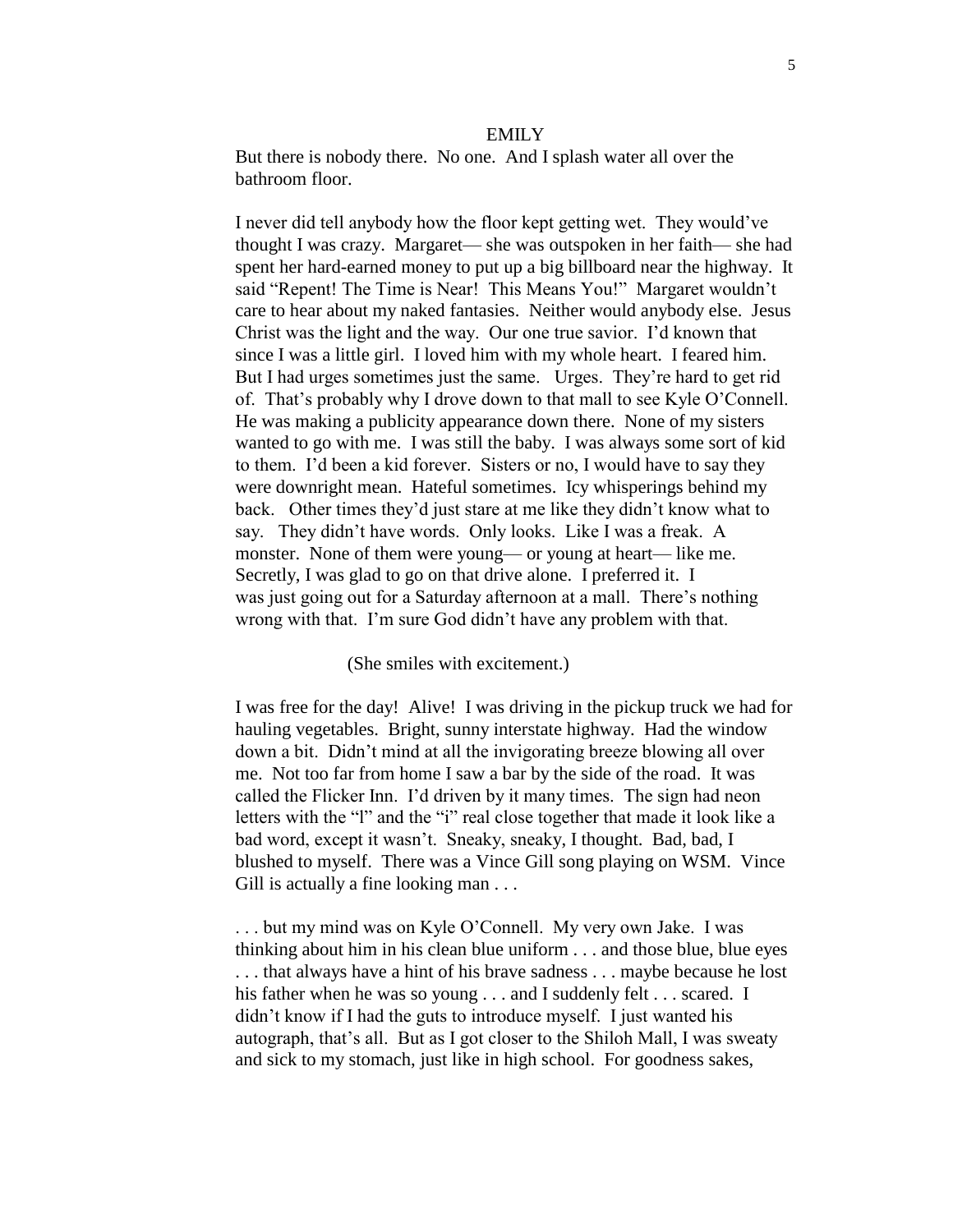EMILY

But there is nobody there. No one. And I splash water all over the bathroom floor.

I never did tell anybody how the floor kept getting wet. They would've thought I was crazy. Margaret— she was outspoken in her faith— she had spent her hard-earned money to put up a big billboard near the highway. It said "Repent! The Time is Near! This Means You!" Margaret wouldn't care to hear about my naked fantasies. Neither would anybody else. Jesus Christ was the light and the way. Our one true savior. I'd known that since I was a little girl. I loved him with my whole heart. I feared him. But I had urges sometimes just the same. Urges. They're hard to get rid of. That's probably why I drove down to that mall to see Kyle O'Connell. He was making a publicity appearance down there. None of my sisters wanted to go with me. I was still the baby. I was always some sort of kid to them. I'd been a kid forever. Sisters or no, I would have to say they were downright mean. Hateful sometimes. Icy whisperings behind my back. Other times they'd just stare at me like they didn't know what to say. They didn't have words. Only looks. Like I was a freak. A monster. None of them were young— or young at heart— like me. Secretly, I was glad to go on that drive alone. I preferred it. I was just going out for a Saturday afternoon at a mall. There's nothing wrong with that. I'm sure God didn't have any problem with that.

(She smiles with excitement.)

I was free for the day! Alive! I was driving in the pickup truck we had for hauling vegetables. Bright, sunny interstate highway. Had the window down a bit. Didn't mind at all the invigorating breeze blowing all over me. Not too far from home I saw a bar by the side of the road. It was called the Flicker Inn. I'd driven by it many times. The sign had neon letters with the "l" and the "i" real close together that made it look like a bad word, except it wasn't. Sneaky, sneaky, I thought. Bad, bad, I blushed to myself. There was a Vince Gill song playing on WSM. Vince Gill is actually a fine looking man . . .

. . . but my mind was on Kyle O'Connell. My very own Jake. I was thinking about him in his clean blue uniform . . . and those blue, blue eyes . . . that always have a hint of his brave sadness . . . maybe because he lost his father when he was so young . . . and I suddenly felt . . . scared. I didn't know if I had the guts to introduce myself. I just wanted his autograph, that's all. But as I got closer to the Shiloh Mall, I was sweaty and sick to my stomach, just like in high school. For goodness sakes,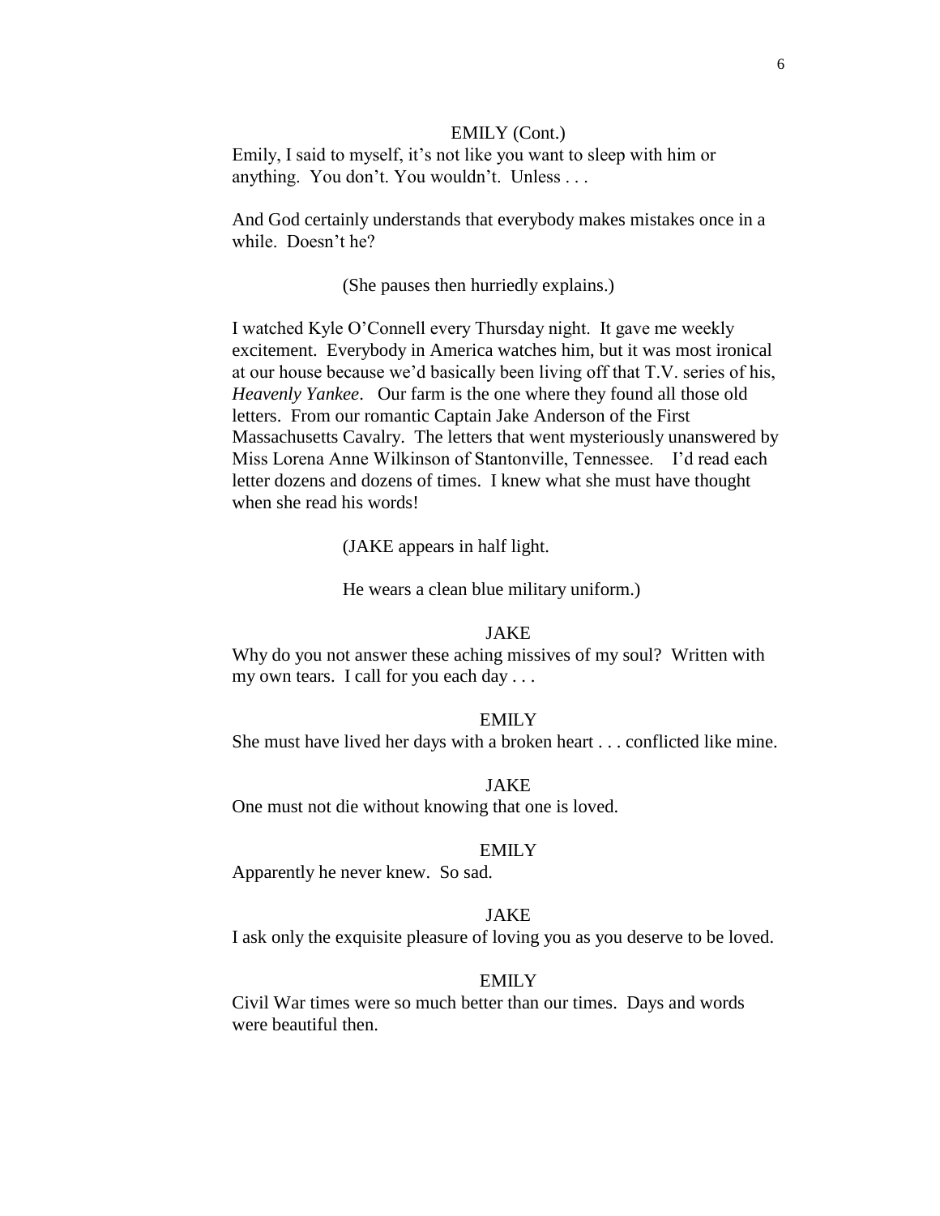EMILY (Cont.)

Emily, I said to myself, it's not like you want to sleep with him or anything. You don't. You wouldn't. Unless . . .

And God certainly understands that everybody makes mistakes once in a while. Doesn't he?

(She pauses then hurriedly explains.)

I watched Kyle O'Connell every Thursday night. It gave me weekly excitement. Everybody in America watches him, but it was most ironical at our house because we'd basically been living off that T.V. series of his, *Heavenly Yankee*. Our farm is the one where they found all those old letters. From our romantic Captain Jake Anderson of the First Massachusetts Cavalry. The letters that went mysteriously unanswered by Miss Lorena Anne Wilkinson of Stantonville, Tennessee. I'd read each letter dozens and dozens of times. I knew what she must have thought when she read his words!

(JAKE appears in half light.

He wears a clean blue military uniform.)

JAKE

Why do you not answer these aching missives of my soul? Written with my own tears. I call for you each day . . .

EMILY

She must have lived her days with a broken heart . . . conflicted like mine.

JAKE

One must not die without knowing that one is loved.

EMILY

Apparently he never knew. So sad.

JAKE

I ask only the exquisite pleasure of loving you as you deserve to be loved.

EMILY

Civil War times were so much better than our times. Days and words were beautiful then.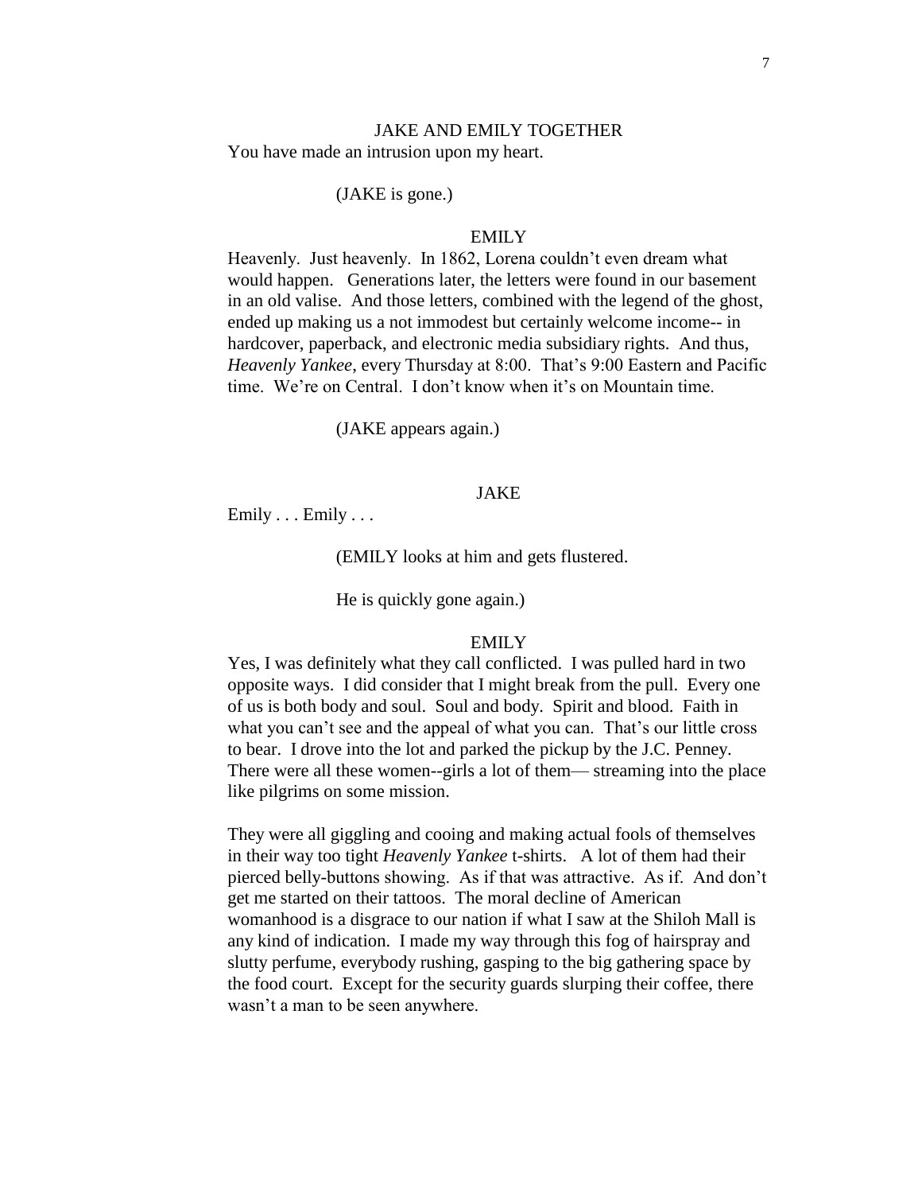JAKE AND EMILY TOGETHER

You have made an intrusion upon my heart.

(JAKE is gone.)

EMILY

Heavenly. Just heavenly. In 1862, Lorena couldn't even dream what would happen. Generations later, the letters were found in our basement in an old valise. And those letters, combined with the legend of the ghost, ended up making us a not immodest but certainly welcome income-- in hardcover, paperback, and electronic media subsidiary rights. And thus, *Heavenly Yankee*, every Thursday at 8:00. That's 9:00 Eastern and Pacific time. We're on Central. I don't know when it's on Mountain time.

(JAKE appears again.)

JAKE

Emily . . . Emily . . .

(EMILY looks at him and gets flustered.

He is quickly gone again.)

EMILY

Yes, I was definitely what they call conflicted. I was pulled hard in two opposite ways. I did consider that I might break from the pull. Every one of us is both body and soul. Soul and body. Spirit and blood. Faith in what you can't see and the appeal of what you can. That's our little cross to bear. I drove into the lot and parked the pickup by the J.C. Penney. There were all these women--girls a lot of them— streaming into the place like pilgrims on some mission.

They were all giggling and cooing and making actual fools of themselves in their way too tight *Heavenly Yankee* t-shirts. A lot of them had their pierced belly-buttons showing. As if that was attractive. As if. And don't get me started on their tattoos. The moral decline of American womanhood is a disgrace to our nation if what I saw at the Shiloh Mall is any kind of indication. I made my way through this fog of hairspray and slutty perfume, everybody rushing, gasping to the big gathering space by the food court. Except for the security guards slurping their coffee, there wasn't a man to be seen anywhere.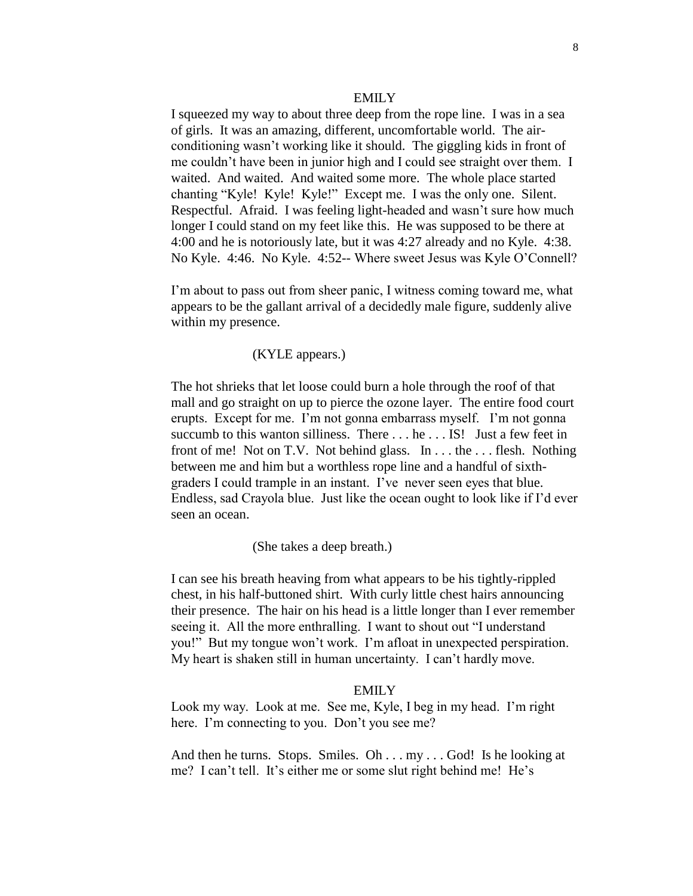EMILY

I squeezed my way to about three deep from the rope line. I was in a sea of girls. It was an amazing, different, uncomfortable world. The air-conditioning wasn't working like it should. The giggling kids in front of me couldn't have been in junior high and I could see straight over them. I waited. And waited. And waited some more. The whole place started chanting "Kyle! Kyle! Kyle!" Except me. I was the only one. Silent. Respectful. Afraid. I was feeling light-headed and wasn't sure how much longer I could stand on my feet like this. He was supposed to be there at 4:00 and he is notoriously late, but it was 4:27 already and no Kyle. 4:38. No Kyle. 4:46. No Kyle. 4:52-- Where sweet Jesus was Kyle O'Connell?

I'm about to pass out from sheer panic, I witness coming toward me, what appears to be the gallant arrival of a decidedly male figure, suddenly alive within my presence.

(KYLE appears.)

The hot shrieks that let loose could burn a hole through the roof of that mall and go straight on up to pierce the ozone layer. The entire food court erupts. Except for me. I'm not gonna embarrass myself. I'm not gonna succumb to this wanton silliness. There . . . he . . . IS! Just a few feet in front of me! Not on T.V. Not behind glass. In . . . the . . . flesh. Nothing between me and him but a worthless rope line and a handful of sixth-graders I could trample in an instant. I've never seen eyes that blue. Endless, sad Crayola blue. Just like the ocean ought to look like if I'd ever seen an ocean.

(She takes a deep breath.)

I can see his breath heaving from what appears to be his tightly-rippled chest, in his half-buttoned shirt. With curly little chest hairs announcing their presence. The hair on his head is a little longer than I ever remember seeing it. All the more enthralling. I want to shout out "I understand you!" But my tongue won't work. I'm afloat in unexpected perspiration. My heart is shaken still in human uncertainty. I can't hardly move.

EMILY

Look my way. Look at me. See me, Kyle, I beg in my head. I'm right here. I'm connecting to you. Don't you see me?

And then he turns. Stops. Smiles. Oh . . . my . . . God! Is he looking at me? I can't tell. It's either me or some slut right behind me! He's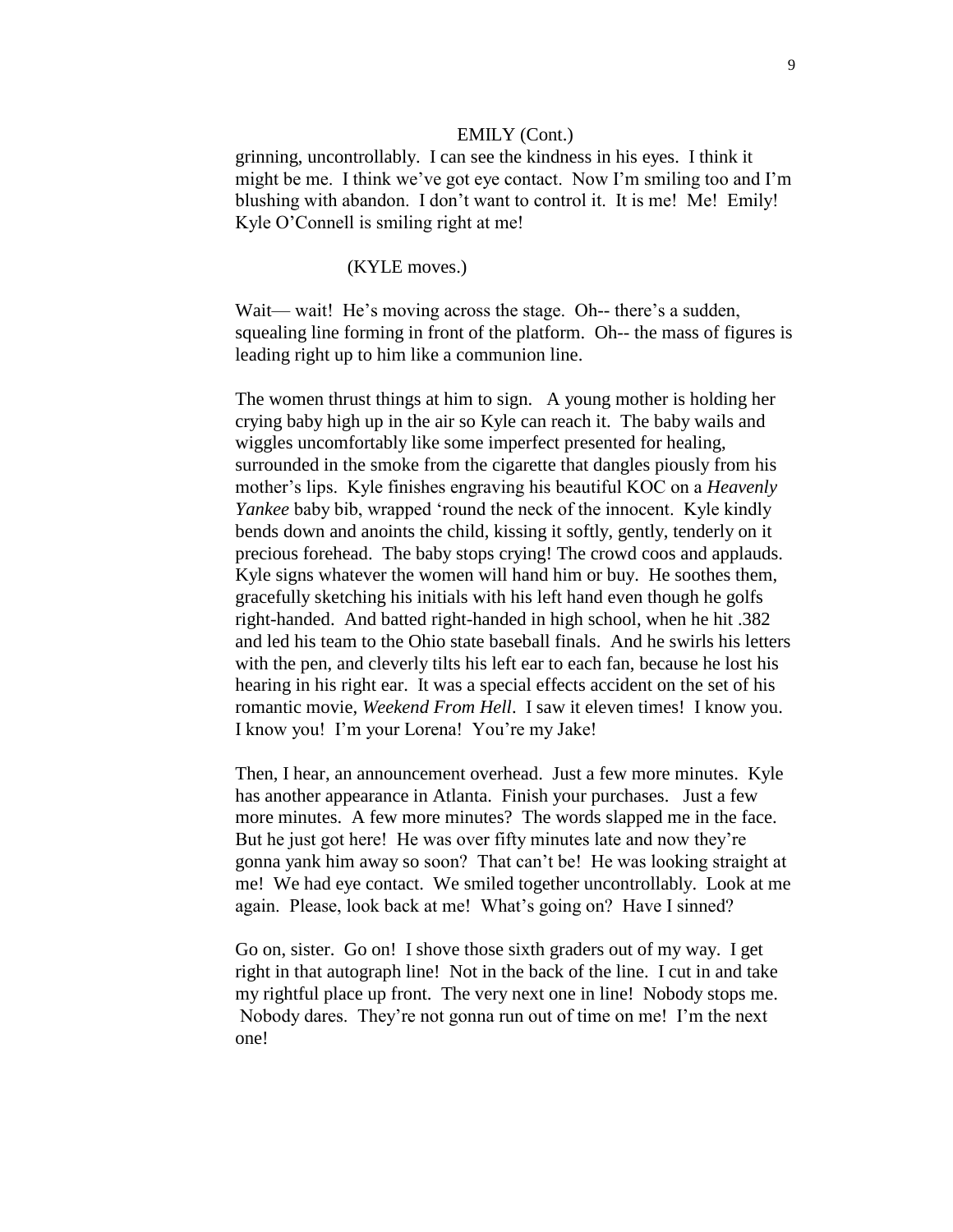EMILY (Cont.)

grinning, uncontrollably. I can see the kindness in his eyes. I think it might be me. I think we've got eye contact. Now I'm smiling too and I'm blushing with abandon. I don't want to control it. It is me! Me! Emily! Kyle O'Connell is smiling right at me!

(KYLE moves.)

Wait— wait! He's moving across the stage. Oh-- there's a sudden, squealing line forming in front of the platform. Oh-- the mass of figures is leading right up to him like a communion line.

The women thrust things at him to sign. A young mother is holding her crying baby high up in the air so Kyle can reach it. The baby wails and wiggles uncomfortably like some imperfect presented for healing, surrounded in the smoke from the cigarette that dangles piously from his mother's lips. Kyle finishes engraving his beautiful KOC on a *Heavenly Yankee* baby bib, wrapped 'round the neck of the innocent. Kyle kindly bends down and anoints the child, kissing it softly, gently, tenderly on it precious forehead. The baby stops crying! The crowd coos and applauds. Kyle signs whatever the women will hand him or buy. He soothes them, gracefully sketching his initials with his left hand even though he golfs right-handed. And batted right-handed in high school, when he hit .382 and led his team to the Ohio state baseball finals. And he swirls his letters with the pen, and cleverly tilts his left ear to each fan, because he lost his hearing in his right ear. It was a special effects accident on the set of his romantic movie, *Weekend From Hell*. I saw it eleven times! I know you. I know you! I'm your Lorena! You're my Jake!

Then, I hear, an announcement overhead. Just a few more minutes. Kyle has another appearance in Atlanta. Finish your purchases. Just a few more minutes. A few more minutes? The words slapped me in the face. But he just got here! He was over fifty minutes late and now they're gonna yank him away so soon? That can't be! He was looking straight at me! We had eye contact. We smiled together uncontrollably. Look at me again. Please, look back at me! What's going on? Have I sinned?

Go on, sister. Go on! I shove those sixth graders out of my way. I get right in that autograph line! Not in the back of the line. I cut in and take my rightful place up front. The very next one in line! Nobody stops me. Nobody dares. They're not gonna run out of time on me! I'm the next one!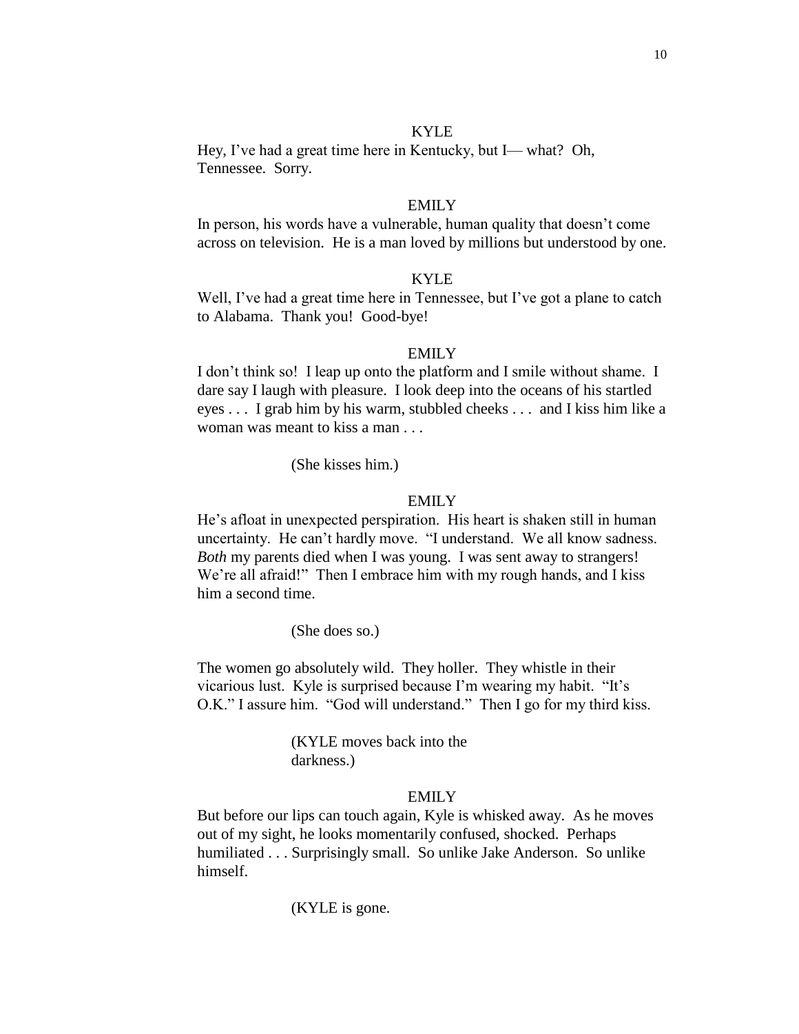KYLE

Hey, I've had a great time here in Kentucky, but I— what? Oh, Tennessee. Sorry.

EMILY

In person, his words have a vulnerable, human quality that doesn't come across on television. He is a man loved by millions but understood by one.

KYLE

Well, I've had a great time here in Tennessee, but I've got a plane to catch to Alabama. Thank you! Good-bye!

EMILY

I don't think so! I leap up onto the platform and I smile without shame. I dare say I laugh with pleasure. I look deep into the oceans of his startled eyes . . . I grab him by his warm, stubbled cheeks . . . and I kiss him like a woman was meant to kiss a man . . .

(She kisses him.)

EMILY

He's afloat in unexpected perspiration. His heart is shaken still in human uncertainty. He can't hardly move. "I understand. We all know sadness. *Both* my parents died when I was young. I was sent away to strangers! We're all afraid!" Then I embrace him with my rough hands, and I kiss him a second time.

(She does so.)

The women go absolutely wild. They holler. They whistle in their vicarious lust. Kyle is surprised because I'm wearing my habit. "It's O.K." I assure him. "God will understand." Then I go for my third kiss.

(KYLE moves back into the darkness.)

EMILY

But before our lips can touch again, Kyle is whisked away. As he moves out of my sight, he looks momentarily confused, shocked. Perhaps humiliated . . . Surprisingly small. So unlike Jake Anderson. So unlike himself.

(KYLE is gone.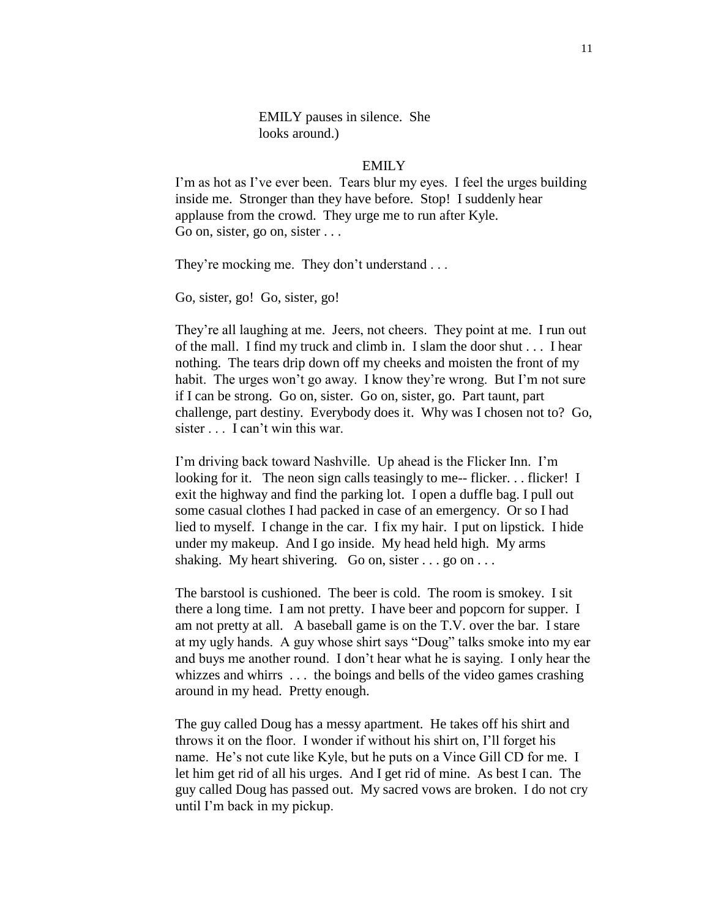EMILY pauses in silence. She looks around.)

EMILY

I'm as hot as I've ever been. Tears blur my eyes. I feel the urges building inside me. Stronger than they have before. Stop! I suddenly hear applause from the crowd. They urge me to run after Kyle.
Go on, sister, go on, sister . . .

They're mocking me. They don't understand . . .

Go, sister, go! Go, sister, go!

They're all laughing at me. Jeers, not cheers. They point at me. I run out of the mall. I find my truck and climb in. I slam the door shut . . . I hear nothing. The tears drip down off my cheeks and moisten the front of my habit. The urges won't go away. I know they're wrong. But I'm not sure if I can be strong. Go on, sister. Go on, sister, go. Part taunt, part challenge, part destiny. Everybody does it. Why was I chosen not to? Go, sister . . . I can't win this war.

I'm driving back toward Nashville. Up ahead is the Flicker Inn. I'm looking for it. The neon sign calls teasingly to me-- flicker. . . flicker! I exit the highway and find the parking lot. I open a duffle bag. I pull out some casual clothes I had packed in case of an emergency. Or so I had lied to myself. I change in the car. I fix my hair. I put on lipstick. I hide under my makeup. And I go inside. My head held high. My arms shaking. My heart shivering. Go on, sister . . . go on . . .

The barstool is cushioned. The beer is cold. The room is smokey. I sit there a long time. I am not pretty. I have beer and popcorn for supper. I am not pretty at all. A baseball game is on the T.V. over the bar. I stare at my ugly hands. A guy whose shirt says "Doug" talks smoke into my ear and buys me another round. I don't hear what he is saying. I only hear the whizzes and whirrs . . . the boings and bells of the video games crashing around in my head. Pretty enough.

The guy called Doug has a messy apartment. He takes off his shirt and throws it on the floor. I wonder if without his shirt on, I'll forget his name. He's not cute like Kyle, but he puts on a Vince Gill CD for me. I let him get rid of all his urges. And I get rid of mine. As best I can. The guy called Doug has passed out. My sacred vows are broken. I do not cry until I'm back in my pickup.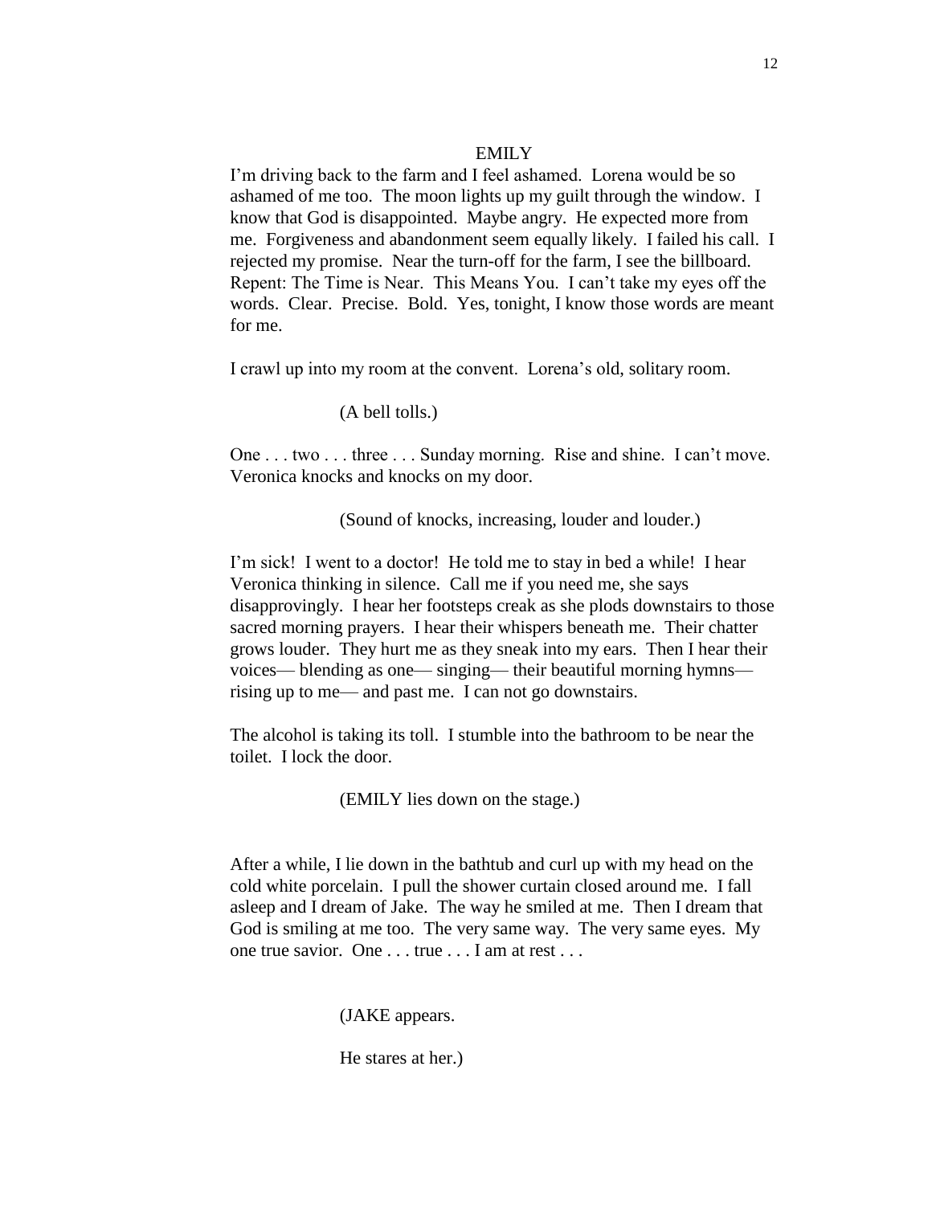EMILY

I'm driving back to the farm and I feel ashamed. Lorena would be so ashamed of me too. The moon lights up my guilt through the window. I know that God is disappointed. Maybe angry. He expected more from me. Forgiveness and abandonment seem equally likely. I failed his call. I rejected my promise. Near the turn-off for the farm, I see the billboard. Repent: The Time is Near. This Means You. I can't take my eyes off the words. Clear. Precise. Bold. Yes, tonight, I know those words are meant for me.

I crawl up into my room at the convent. Lorena's old, solitary room.

(A bell tolls.)

One . . . two . . . three . . . Sunday morning. Rise and shine. I can't move. Veronica knocks and knocks on my door.

(Sound of knocks, increasing, louder and louder.)

I'm sick! I went to a doctor! He told me to stay in bed a while! I hear Veronica thinking in silence. Call me if you need me, she says disapprovingly. I hear her footsteps creak as she plods downstairs to those sacred morning prayers. I hear their whispers beneath me. Their chatter grows louder. They hurt me as they sneak into my ears. Then I hear their voices— blending as one— singing— their beautiful morning hymns— rising up to me— and past me. I can not go downstairs.

The alcohol is taking its toll. I stumble into the bathroom to be near the toilet. I lock the door.

(EMILY lies down on the stage.)

After a while, I lie down in the bathtub and curl up with my head on the cold white porcelain. I pull the shower curtain closed around me. I fall asleep and I dream of Jake. The way he smiled at me. Then I dream that God is smiling at me too. The very same way. The very same eyes. My one true savior. One . . . true . . . I am at rest . . .

(JAKE appears.

He stares at her.)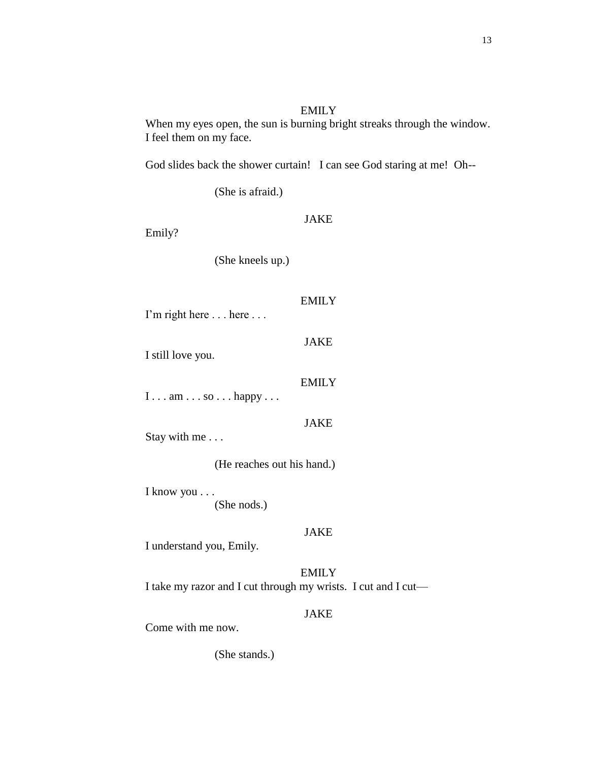EMILY

When my eyes open, the sun is burning bright streaks through the window. I feel them on my face.

God slides back the shower curtain!   I can see God staring at me!  Oh--

(She is afraid.)

JAKE

Emily?

(She kneels up.)

EMILY

I'm right here . . . here . . .

JAKE

I still love you.

EMILY

I . . . am . . . so . . . happy . . .

JAKE

Stay with me . . .

(He reaches out his hand.)

I know you . . .

(She nods.)

JAKE

I understand you, Emily.

EMILY

I take my razor and I cut through my wrists.  I cut and I cut—

JAKE

Come with me now.

(She stands.)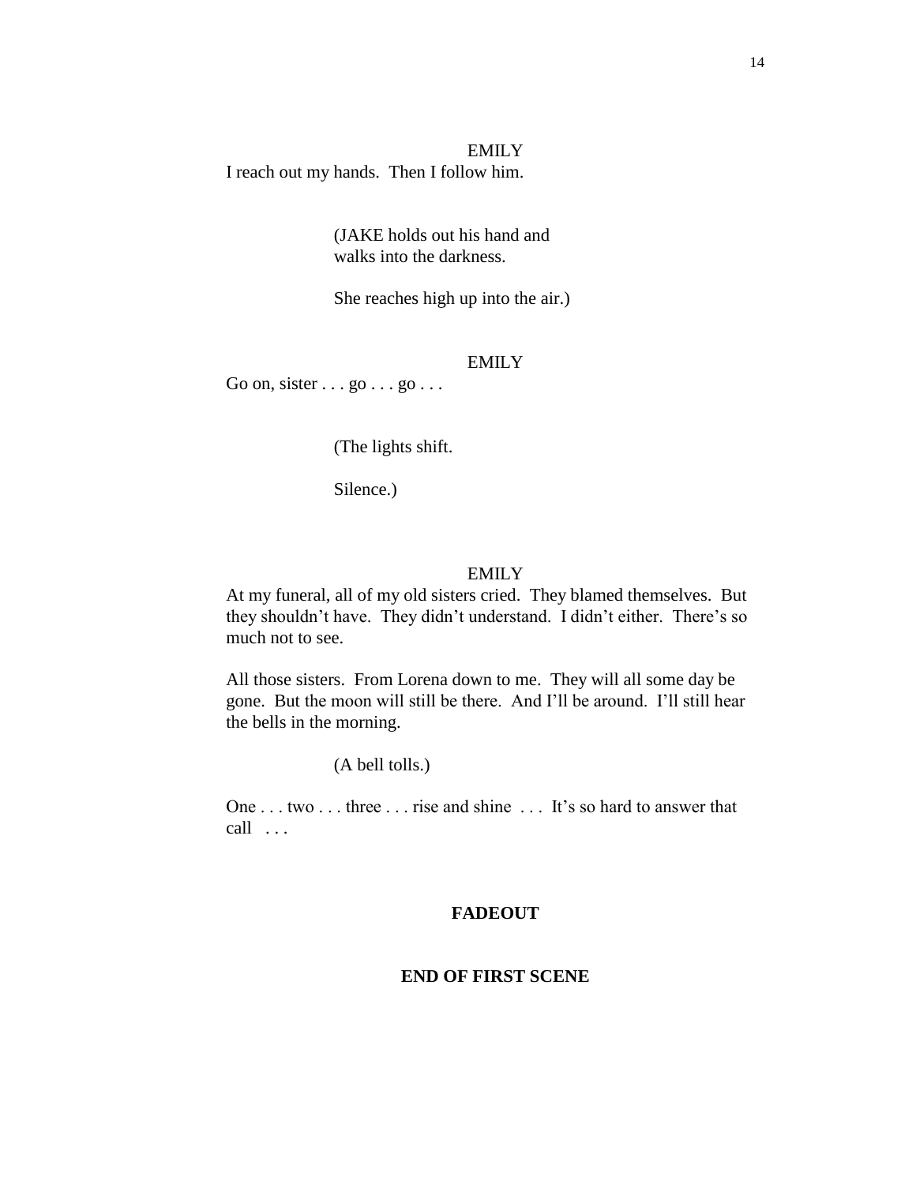EMILY

I reach out my hands. Then I follow him.

(JAKE holds out his hand and walks into the darkness.

She reaches high up into the air.)

EMILY

Go on, sister . . . go . . . go . . .

(The lights shift.

Silence.)

EMILY

At my funeral, all of my old sisters cried. They blamed themselves. But they shouldn't have. They didn't understand. I didn't either. There's so much not to see.

All those sisters. From Lorena down to me. They will all some day be gone. But the moon will still be there. And I'll be around. I'll still hear the bells in the morning.

(A bell tolls.)

One . . . two . . . three . . . rise and shine . . . It's so hard to answer that call . . .

**FADEOUT**

**END OF FIRST SCENE**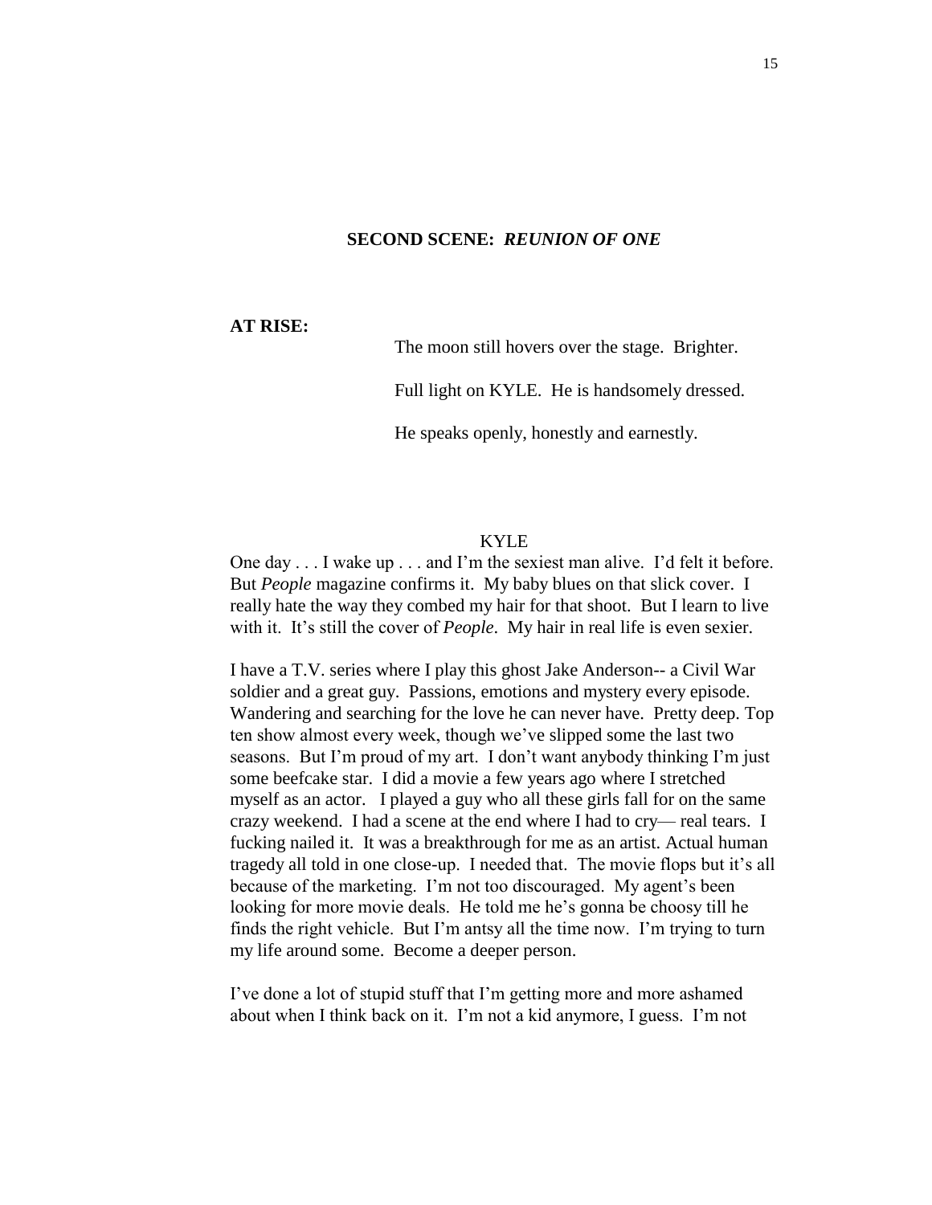## SECOND SCENE: *REUNION OF ONE*

**AT RISE:**

The moon still hovers over the stage. Brighter.

Full light on KYLE. He is handsomely dressed.

He speaks openly, honestly and earnestly.

KYLE

One day . . . I wake up . . . and I'm the sexiest man alive. I'd felt it before. But *People* magazine confirms it. My baby blues on that slick cover. I really hate the way they combed my hair for that shoot. But I learn to live with it. It's still the cover of *People*. My hair in real life is even sexier.

I have a T.V. series where I play this ghost Jake Anderson-- a Civil War soldier and a great guy. Passions, emotions and mystery every episode. Wandering and searching for the love he can never have. Pretty deep. Top ten show almost every week, though we've slipped some the last two seasons. But I'm proud of my art. I don't want anybody thinking I'm just some beefcake star. I did a movie a few years ago where I stretched myself as an actor. I played a guy who all these girls fall for on the same crazy weekend. I had a scene at the end where I had to cry— real tears. I fucking nailed it. It was a breakthrough for me as an artist. Actual human tragedy all told in one close-up. I needed that. The movie flops but it's all because of the marketing. I'm not too discouraged. My agent's been looking for more movie deals. He told me he's gonna be choosy till he finds the right vehicle. But I'm antsy all the time now. I'm trying to turn my life around some. Become a deeper person.

I've done a lot of stupid stuff that I'm getting more and more ashamed about when I think back on it. I'm not a kid anymore, I guess. I'm not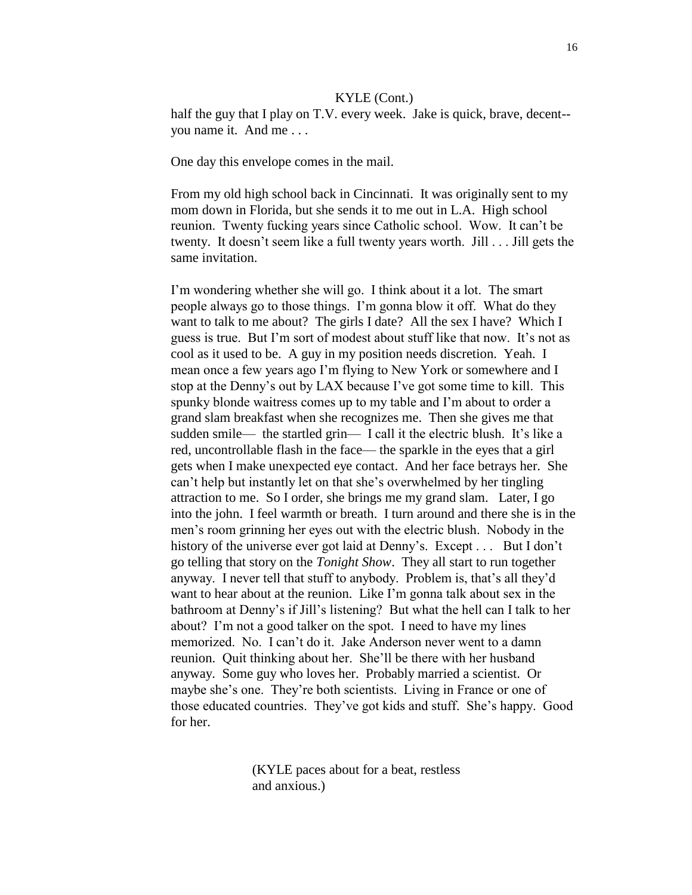KYLE (Cont.)

half the guy that I play on T.V. every week. Jake is quick, brave, decent--you name it. And me . . .

One day this envelope comes in the mail.

From my old high school back in Cincinnati. It was originally sent to my mom down in Florida, but she sends it to me out in L.A. High school reunion. Twenty fucking years since Catholic school. Wow. It can't be twenty. It doesn't seem like a full twenty years worth. Jill . . . Jill gets the same invitation.

I'm wondering whether she will go. I think about it a lot. The smart people always go to those things. I'm gonna blow it off. What do they want to talk to me about? The girls I date? All the sex I have? Which I guess is true. But I'm sort of modest about stuff like that now. It's not as cool as it used to be. A guy in my position needs discretion. Yeah. I mean once a few years ago I'm flying to New York or somewhere and I stop at the Denny's out by LAX because I've got some time to kill. This spunky blonde waitress comes up to my table and I'm about to order a grand slam breakfast when she recognizes me. Then she gives me that sudden smile— the startled grin— I call it the electric blush. It's like a red, uncontrollable flash in the face— the sparkle in the eyes that a girl gets when I make unexpected eye contact. And her face betrays her. She can't help but instantly let on that she's overwhelmed by her tingling attraction to me. So I order, she brings me my grand slam. Later, I go into the john. I feel warmth or breath. I turn around and there she is in the men's room grinning her eyes out with the electric blush. Nobody in the history of the universe ever got laid at Denny's. Except . . . But I don't go telling that story on the *Tonight Show*. They all start to run together anyway. I never tell that stuff to anybody. Problem is, that's all they'd want to hear about at the reunion. Like I'm gonna talk about sex in the bathroom at Denny's if Jill's listening? But what the hell can I talk to her about? I'm not a good talker on the spot. I need to have my lines memorized. No. I can't do it. Jake Anderson never went to a damn reunion. Quit thinking about her. She'll be there with her husband anyway. Some guy who loves her. Probably married a scientist. Or maybe she's one. They're both scientists. Living in France or one of those educated countries. They've got kids and stuff. She's happy. Good for her.

(KYLE paces about for a beat, restless and anxious.)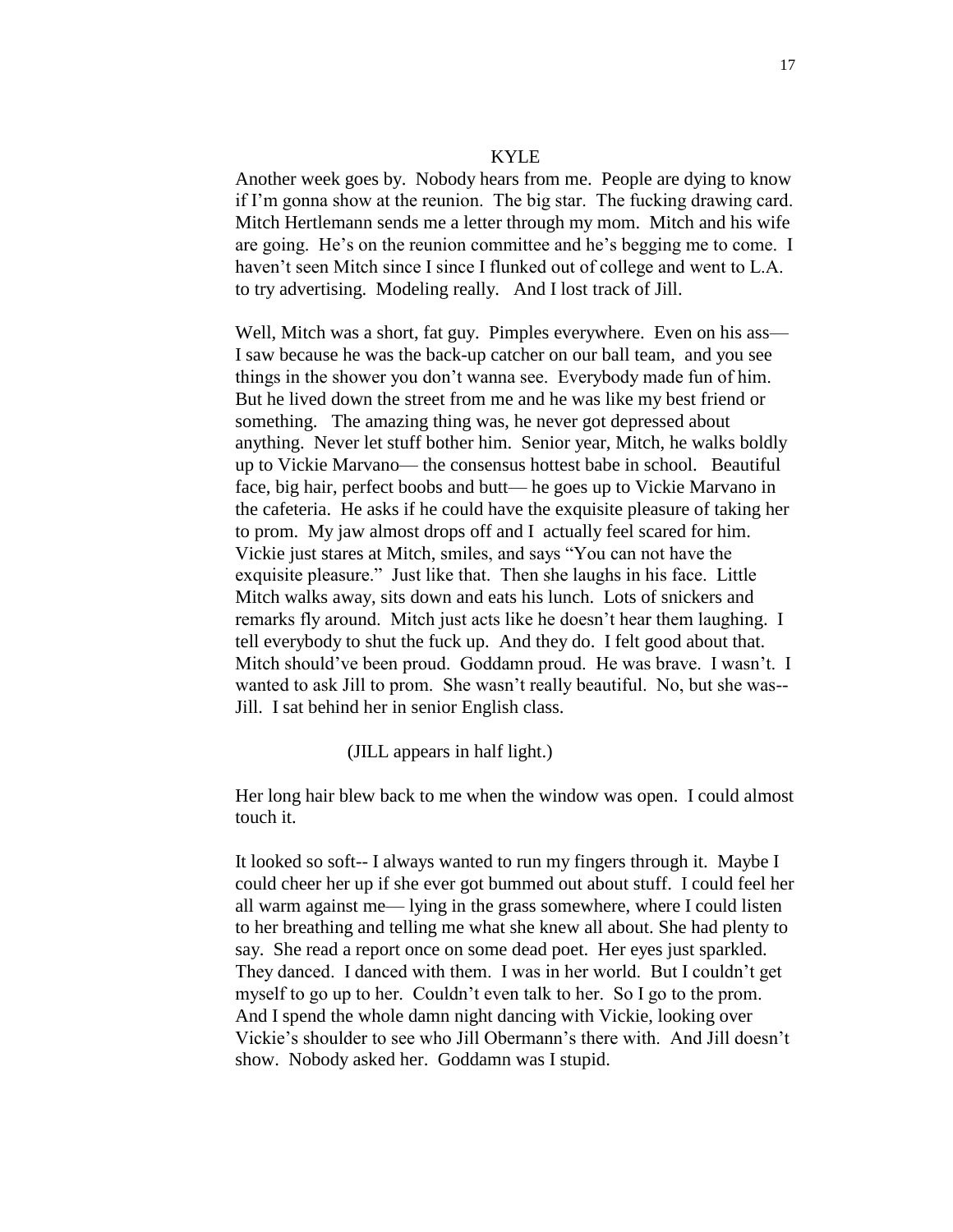KYLE

Another week goes by. Nobody hears from me. People are dying to know if I'm gonna show at the reunion. The big star. The fucking drawing card. Mitch Hertlemann sends me a letter through my mom. Mitch and his wife are going. He's on the reunion committee and he's begging me to come. I haven't seen Mitch since I since I flunked out of college and went to L.A. to try advertising. Modeling really. And I lost track of Jill.

Well, Mitch was a short, fat guy. Pimples everywhere. Even on his ass— I saw because he was the back-up catcher on our ball team, and you see things in the shower you don't wanna see. Everybody made fun of him. But he lived down the street from me and he was like my best friend or something. The amazing thing was, he never got depressed about anything. Never let stuff bother him. Senior year, Mitch, he walks boldly up to Vickie Marvano— the consensus hottest babe in school. Beautiful face, big hair, perfect boobs and butt— he goes up to Vickie Marvano in the cafeteria. He asks if he could have the exquisite pleasure of taking her to prom. My jaw almost drops off and I actually feel scared for him. Vickie just stares at Mitch, smiles, and says "You can not have the exquisite pleasure." Just like that. Then she laughs in his face. Little Mitch walks away, sits down and eats his lunch. Lots of snickers and remarks fly around. Mitch just acts like he doesn't hear them laughing. I tell everybody to shut the fuck up. And they do. I felt good about that. Mitch should've been proud. Goddamn proud. He was brave. I wasn't. I wanted to ask Jill to prom. She wasn't really beautiful. No, but she was-- Jill. I sat behind her in senior English class.

(JILL appears in half light.)

Her long hair blew back to me when the window was open. I could almost touch it.

It looked so soft-- I always wanted to run my fingers through it. Maybe I could cheer her up if she ever got bummed out about stuff. I could feel her all warm against me— lying in the grass somewhere, where I could listen to her breathing and telling me what she knew all about. She had plenty to say. She read a report once on some dead poet. Her eyes just sparkled. They danced. I danced with them. I was in her world. But I couldn't get myself to go up to her. Couldn't even talk to her. So I go to the prom. And I spend the whole damn night dancing with Vickie, looking over Vickie's shoulder to see who Jill Obermann's there with. And Jill doesn't show. Nobody asked her. Goddamn was I stupid.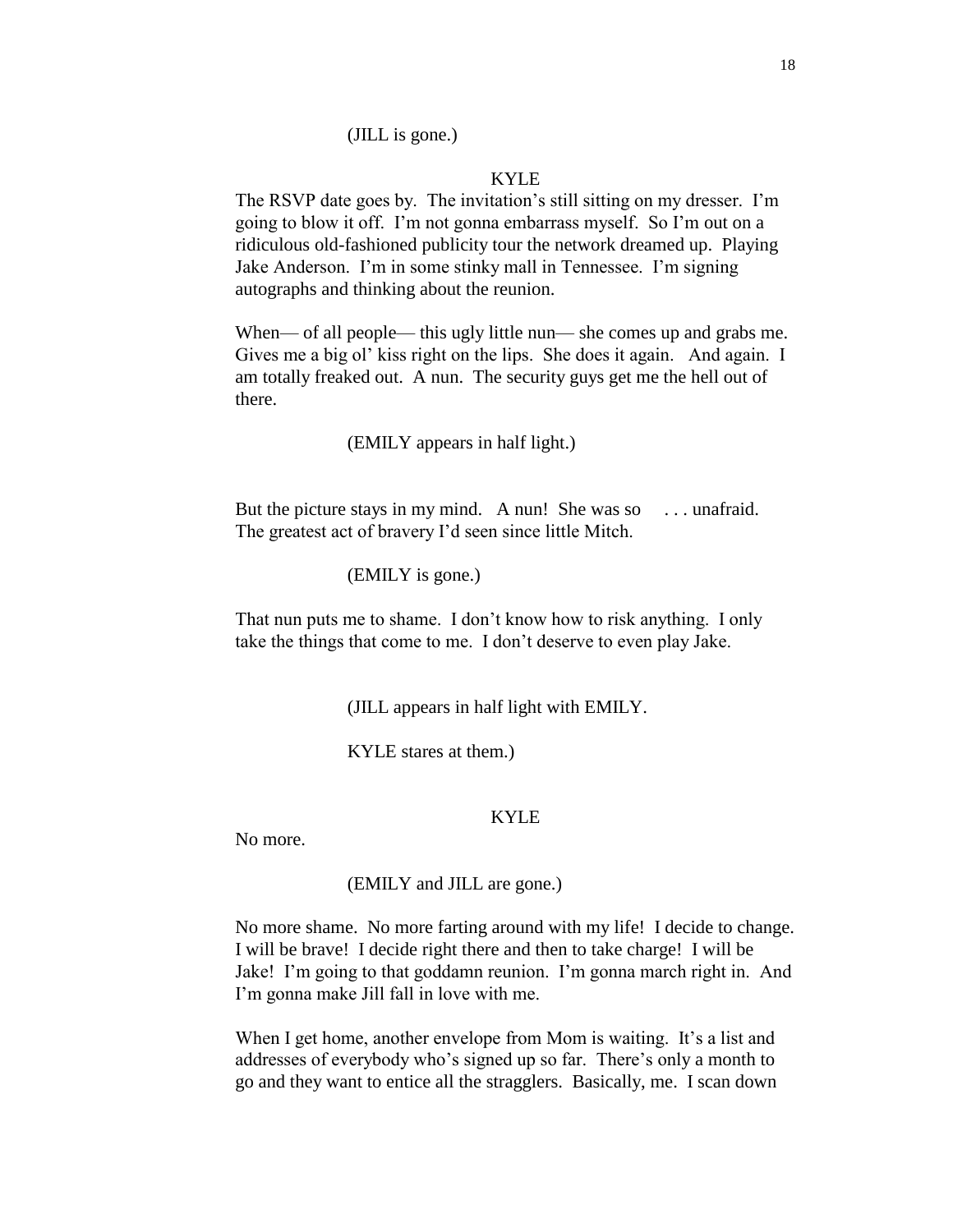(JILL is gone.)

KYLE

The RSVP date goes by. The invitation's still sitting on my dresser. I'm going to blow it off. I'm not gonna embarrass myself. So I'm out on a ridiculous old-fashioned publicity tour the network dreamed up. Playing Jake Anderson. I'm in some stinky mall in Tennessee. I'm signing autographs and thinking about the reunion.

When— of all people— this ugly little nun— she comes up and grabs me. Gives me a big ol' kiss right on the lips. She does it again. And again. I am totally freaked out. A nun. The security guys get me the hell out of there.

(EMILY appears in half light.)

But the picture stays in my mind. A nun! She was so . . . unafraid. The greatest act of bravery I'd seen since little Mitch.

(EMILY is gone.)

That nun puts me to shame. I don't know how to risk anything. I only take the things that come to me. I don't deserve to even play Jake.

(JILL appears in half light with EMILY.

KYLE stares at them.)

KYLE

No more.

(EMILY and JILL are gone.)

No more shame. No more farting around with my life! I decide to change. I will be brave! I decide right there and then to take charge! I will be Jake! I'm going to that goddamn reunion. I'm gonna march right in. And I'm gonna make Jill fall in love with me.

When I get home, another envelope from Mom is waiting. It's a list and addresses of everybody who's signed up so far. There's only a month to go and they want to entice all the stragglers. Basically, me. I scan down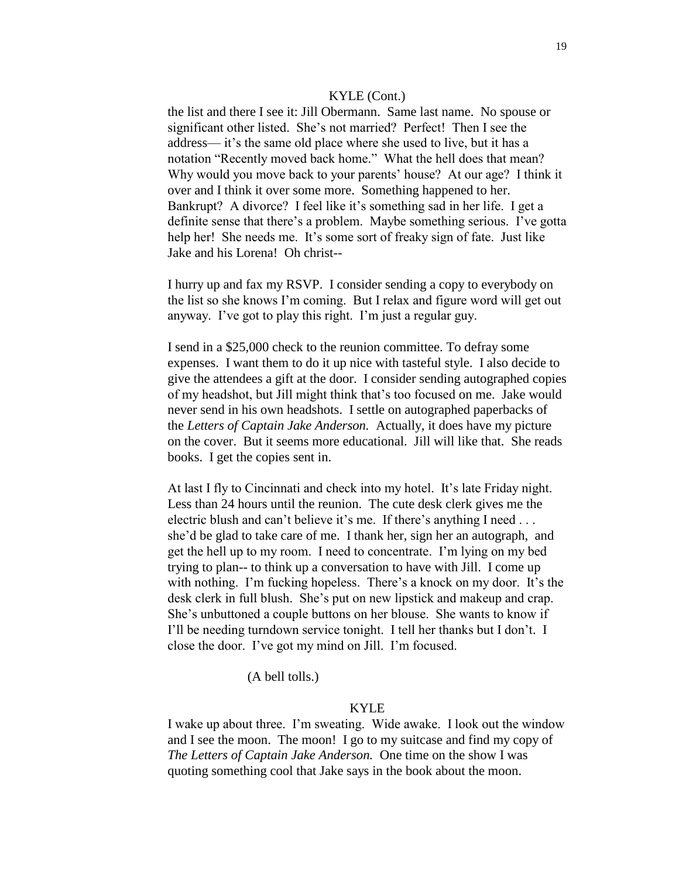KYLE (Cont.)

the list and there I see it: Jill Obermann. Same last name. No spouse or significant other listed. She's not married? Perfect! Then I see the address— it's the same old place where she used to live, but it has a notation "Recently moved back home." What the hell does that mean? Why would you move back to your parents' house? At our age? I think it over and I think it over some more. Something happened to her. Bankrupt? A divorce? I feel like it's something sad in her life. I get a definite sense that there's a problem. Maybe something serious. I've gotta help her! She needs me. It's some sort of freaky sign of fate. Just like Jake and his Lorena! Oh christ--

I hurry up and fax my RSVP. I consider sending a copy to everybody on the list so she knows I'm coming. But I relax and figure word will get out anyway. I've got to play this right. I'm just a regular guy.

I send in a $25,000 check to the reunion committee. To defray some expenses. I want them to do it up nice with tasteful style. I also decide to give the attendees a gift at the door. I consider sending autographed copies of my headshot, but Jill might think that's too focused on me. Jake would never send in his own headshots. I settle on autographed paperbacks of the *Letters of Captain Jake Anderson.* Actually, it does have my picture on the cover. But it seems more educational. Jill will like that. She reads books. I get the copies sent in.

At last I fly to Cincinnati and check into my hotel. It's late Friday night. Less than 24 hours until the reunion. The cute desk clerk gives me the electric blush and can't believe it's me. If there's anything I need . . . she'd be glad to take care of me. I thank her, sign her an autograph, and get the hell up to my room. I need to concentrate. I'm lying on my bed trying to plan-- to think up a conversation to have with Jill. I come up with nothing. I'm fucking hopeless. There's a knock on my door. It's the desk clerk in full blush. She's put on new lipstick and makeup and crap. She's unbuttoned a couple buttons on her blouse. She wants to know if I'll be needing turndown service tonight. I tell her thanks but I don't. I close the door. I've got my mind on Jill. I'm focused.

(A bell tolls.)

KYLE

I wake up about three. I'm sweating. Wide awake. I look out the window and I see the moon. The moon! I go to my suitcase and find my copy of *The Letters of Captain Jake Anderson.* One time on the show I was quoting something cool that Jake says in the book about the moon.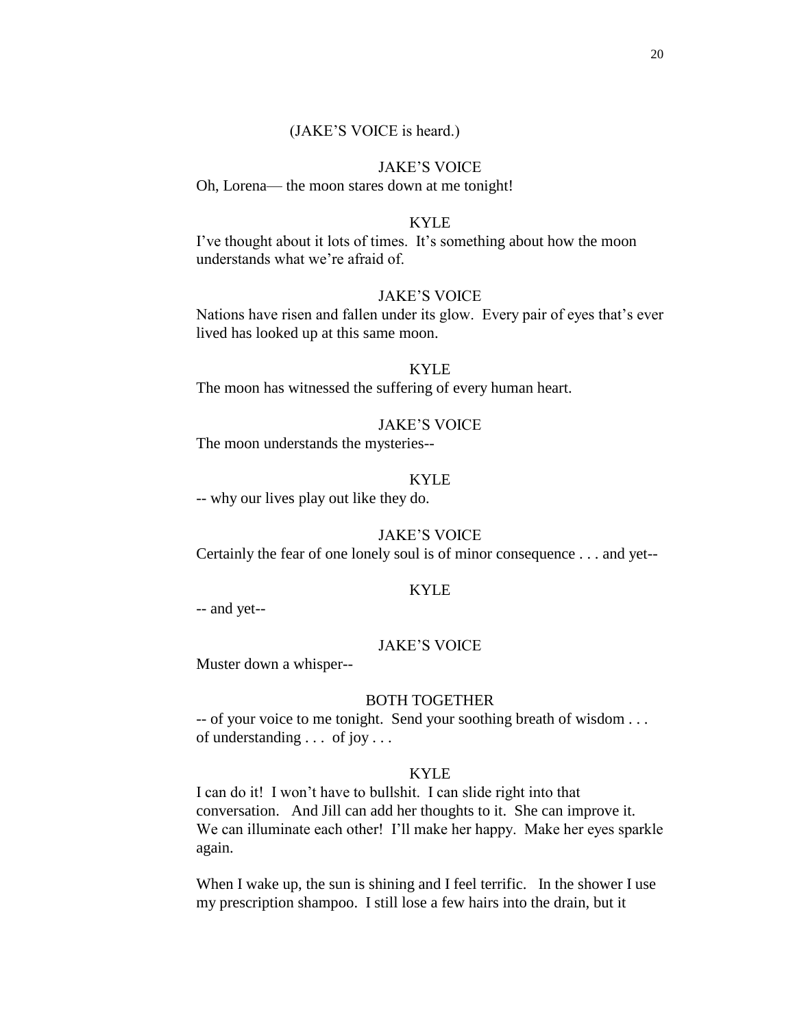(JAKE'S VOICE is heard.)

JAKE'S VOICE

Oh, Lorena— the moon stares down at me tonight!

KYLE

I've thought about it lots of times. It's something about how the moon understands what we're afraid of.

JAKE'S VOICE

Nations have risen and fallen under its glow. Every pair of eyes that's ever lived has looked up at this same moon.

KYLE

The moon has witnessed the suffering of every human heart.

JAKE'S VOICE

The moon understands the mysteries--

KYLE

-- why our lives play out like they do.

JAKE'S VOICE

Certainly the fear of one lonely soul is of minor consequence . . . and yet--

KYLE

-- and yet--

JAKE'S VOICE

Muster down a whisper--

BOTH TOGETHER

-- of your voice to me tonight. Send your soothing breath of wisdom . . . of understanding . . . of joy . . .

KYLE

I can do it! I won't have to bullshit. I can slide right into that conversation. And Jill can add her thoughts to it. She can improve it. We can illuminate each other! I'll make her happy. Make her eyes sparkle again.

When I wake up, the sun is shining and I feel terrific. In the shower I use my prescription shampoo. I still lose a few hairs into the drain, but it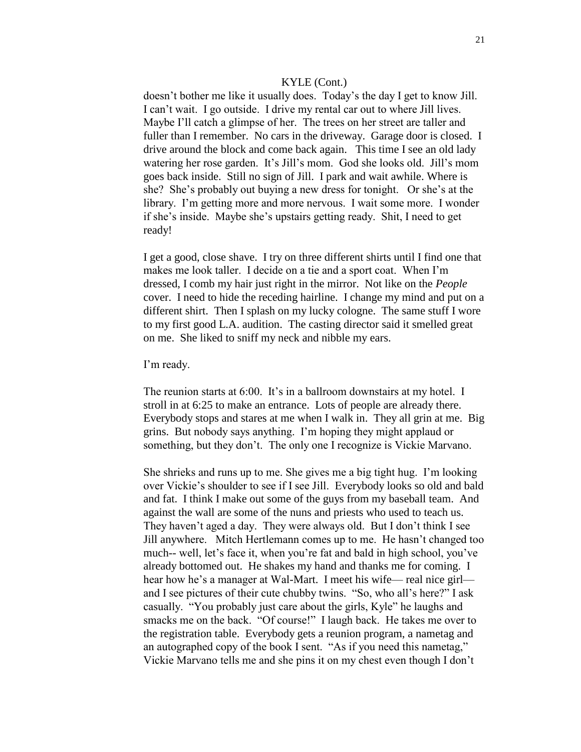KYLE (Cont.)

doesn't bother me like it usually does. Today's the day I get to know Jill. I can't wait. I go outside. I drive my rental car out to where Jill lives. Maybe I'll catch a glimpse of her. The trees on her street are taller and fuller than I remember. No cars in the driveway. Garage door is closed. I drive around the block and come back again. This time I see an old lady watering her rose garden. It's Jill's mom. God she looks old. Jill's mom goes back inside. Still no sign of Jill. I park and wait awhile. Where is she? She's probably out buying a new dress for tonight. Or she's at the library. I'm getting more and more nervous. I wait some more. I wonder if she's inside. Maybe she's upstairs getting ready. Shit, I need to get ready!

I get a good, close shave. I try on three different shirts until I find one that makes me look taller. I decide on a tie and a sport coat. When I'm dressed, I comb my hair just right in the mirror. Not like on the *People* cover. I need to hide the receding hairline. I change my mind and put on a different shirt. Then I splash on my lucky cologne. The same stuff I wore to my first good L.A. audition. The casting director said it smelled great on me. She liked to sniff my neck and nibble my ears.

I'm ready.

The reunion starts at 6:00. It's in a ballroom downstairs at my hotel. I stroll in at 6:25 to make an entrance. Lots of people are already there. Everybody stops and stares at me when I walk in. They all grin at me. Big grins. But nobody says anything. I'm hoping they might applaud or something, but they don't. The only one I recognize is Vickie Marvano.

She shrieks and runs up to me. She gives me a big tight hug. I'm looking over Vickie's shoulder to see if I see Jill. Everybody looks so old and bald and fat. I think I make out some of the guys from my baseball team. And against the wall are some of the nuns and priests who used to teach us. They haven't aged a day. They were always old. But I don't think I see Jill anywhere. Mitch Hertlemann comes up to me. He hasn't changed too much-- well, let's face it, when you're fat and bald in high school, you've already bottomed out. He shakes my hand and thanks me for coming. I hear how he's a manager at Wal-Mart. I meet his wife— real nice girl— and I see pictures of their cute chubby twins. "So, who all's here?" I ask casually. "You probably just care about the girls, Kyle" he laughs and smacks me on the back. "Of course!" I laugh back. He takes me over to the registration table. Everybody gets a reunion program, a nametag and an autographed copy of the book I sent. "As if you need this nametag," Vickie Marvano tells me and she pins it on my chest even though I don't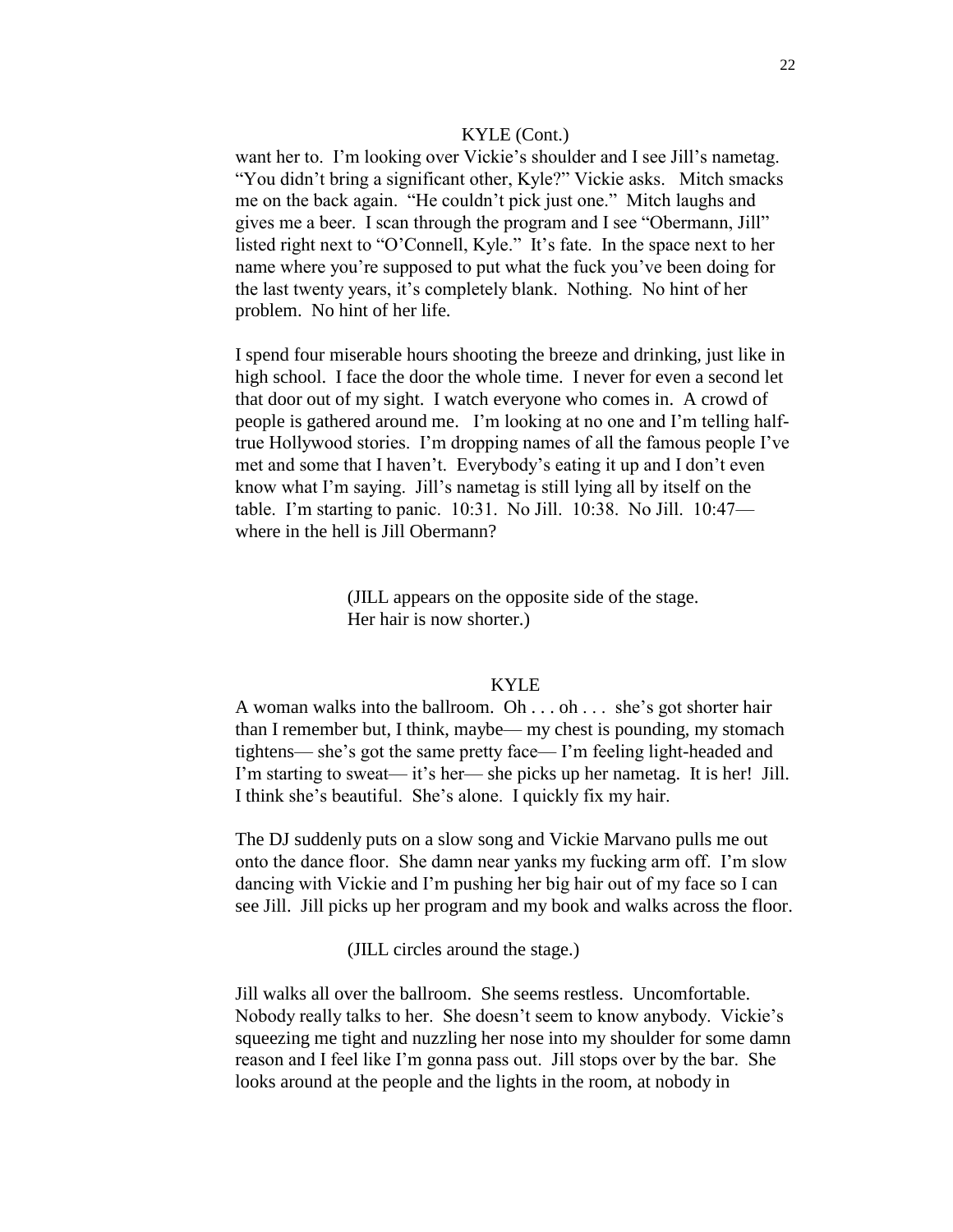KYLE (Cont.)

want her to. I'm looking over Vickie's shoulder and I see Jill's nametag. "You didn't bring a significant other, Kyle?" Vickie asks. Mitch smacks me on the back again. "He couldn't pick just one." Mitch laughs and gives me a beer. I scan through the program and I see "Obermann, Jill" listed right next to "O'Connell, Kyle." It's fate. In the space next to her name where you're supposed to put what the fuck you've been doing for the last twenty years, it's completely blank. Nothing. No hint of her problem. No hint of her life.

I spend four miserable hours shooting the breeze and drinking, just like in high school. I face the door the whole time. I never for even a second let that door out of my sight. I watch everyone who comes in. A crowd of people is gathered around me. I'm looking at no one and I'm telling half-true Hollywood stories. I'm dropping names of all the famous people I've met and some that I haven't. Everybody's eating it up and I don't even know what I'm saying. Jill's nametag is still lying all by itself on the table. I'm starting to panic. 10:31. No Jill. 10:38. No Jill. 10:47— where in the hell is Jill Obermann?

(JILL appears on the opposite side of the stage. Her hair is now shorter.)

KYLE

A woman walks into the ballroom. Oh . . . oh . . . she's got shorter hair than I remember but, I think, maybe— my chest is pounding, my stomach tightens— she's got the same pretty face— I'm feeling light-headed and I'm starting to sweat— it's her— she picks up her nametag. It is her! Jill. I think she's beautiful. She's alone. I quickly fix my hair.

The DJ suddenly puts on a slow song and Vickie Marvano pulls me out onto the dance floor. She damn near yanks my fucking arm off. I'm slow dancing with Vickie and I'm pushing her big hair out of my face so I can see Jill. Jill picks up her program and my book and walks across the floor.

(JILL circles around the stage.)

Jill walks all over the ballroom. She seems restless. Uncomfortable. Nobody really talks to her. She doesn't seem to know anybody. Vickie's squeezing me tight and nuzzling her nose into my shoulder for some damn reason and I feel like I'm gonna pass out. Jill stops over by the bar. She looks around at the people and the lights in the room, at nobody in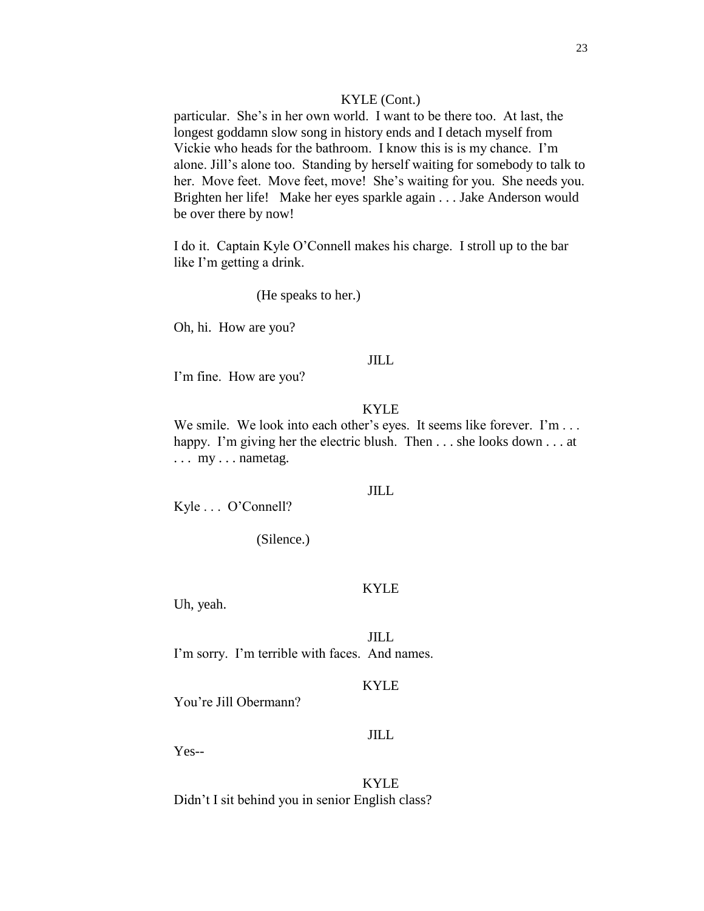KYLE (Cont.)

particular. She's in her own world. I want to be there too. At last, the longest goddamn slow song in history ends and I detach myself from Vickie who heads for the bathroom. I know this is is my chance. I'm alone. Jill's alone too. Standing by herself waiting for somebody to talk to her. Move feet. Move feet, move! She's waiting for you. She needs you. Brighten her life! Make her eyes sparkle again . . . Jake Anderson would be over there by now!

I do it. Captain Kyle O'Connell makes his charge. I stroll up to the bar like I'm getting a drink.

(He speaks to her.)

Oh, hi. How are you?

JILL

I'm fine. How are you?

KYLE

We smile. We look into each other's eyes. It seems like forever. I'm . . . happy. I'm giving her the electric blush. Then . . . she looks down . . . at . . . my . . . nametag.

JILL

Kyle . . . O'Connell?

(Silence.)

KYLE

Uh, yeah.

JILL

I'm sorry. I'm terrible with faces. And names.

KYLE

You're Jill Obermann?

JILL

Yes--

KYLE

Didn't I sit behind you in senior English class?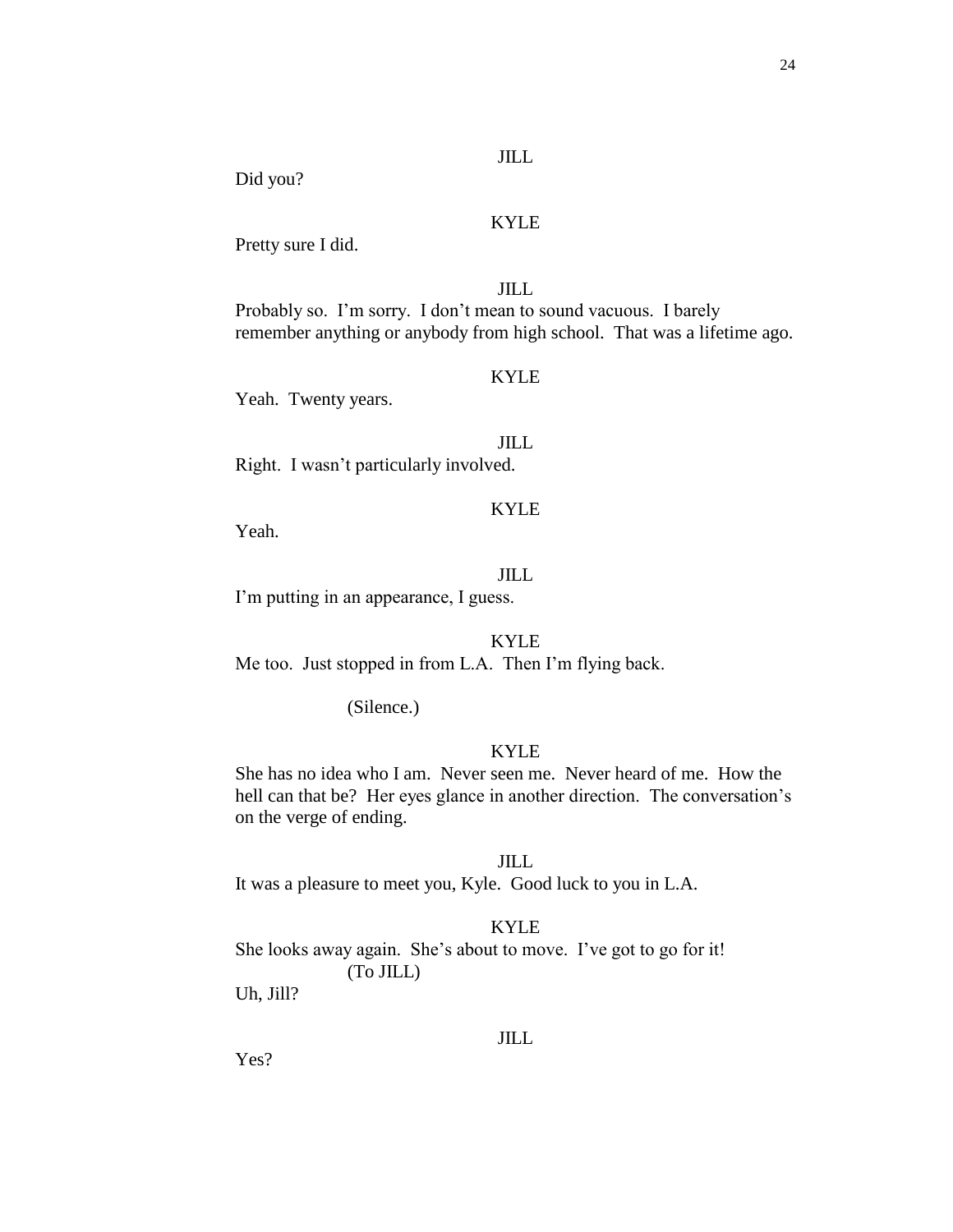JILL

Did you?

KYLE

Pretty sure I did.

JILL

Probably so. I'm sorry. I don't mean to sound vacuous. I barely remember anything or anybody from high school. That was a lifetime ago.

KYLE

Yeah. Twenty years.

JILL

Right. I wasn't particularly involved.

KYLE

Yeah.

JILL

I'm putting in an appearance, I guess.

KYLE

Me too. Just stopped in from L.A. Then I'm flying back.

(Silence.)

KYLE

She has no idea who I am. Never seen me. Never heard of me. How the hell can that be? Her eyes glance in another direction. The conversation's on the verge of ending.

JILL

It was a pleasure to meet you, Kyle. Good luck to you in L.A.

KYLE

She looks away again. She's about to move. I've got to go for it!

(To JILL)

Uh, Jill?

JILL

Yes?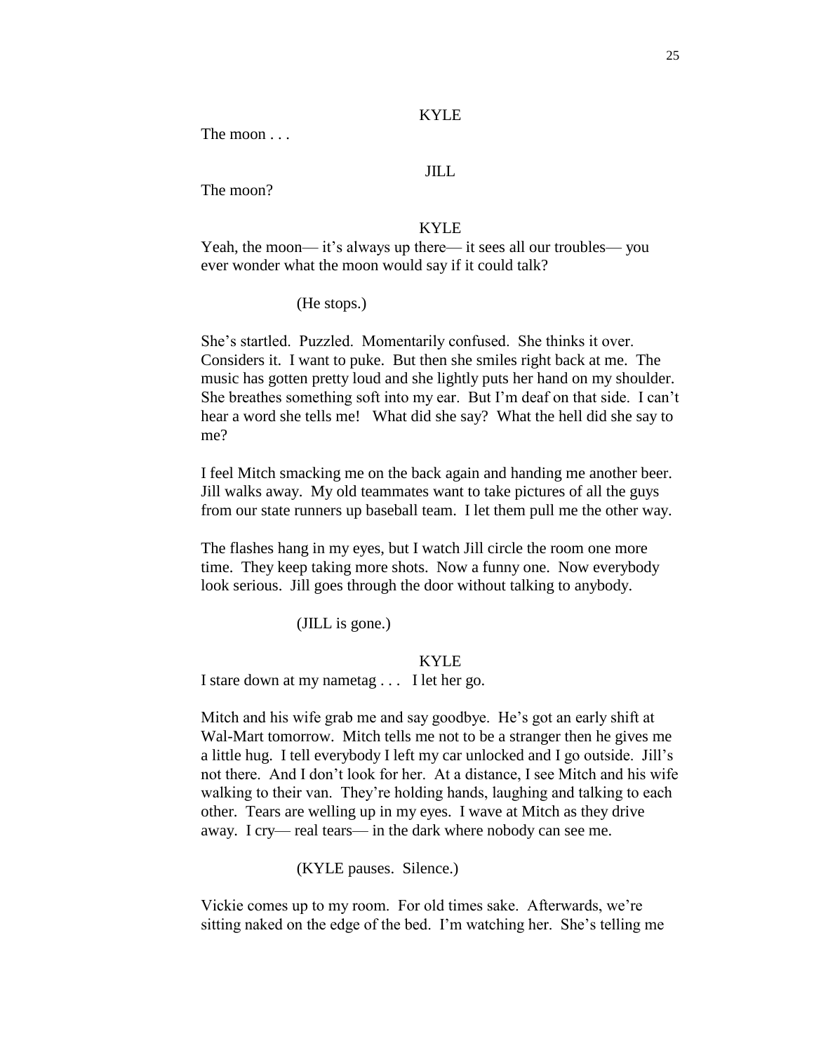KYLE

The moon . . .

JILL

The moon?

KYLE

Yeah, the moon— it's always up there— it sees all our troubles— you ever wonder what the moon would say if it could talk?

(He stops.)

She's startled. Puzzled. Momentarily confused. She thinks it over. Considers it. I want to puke. But then she smiles right back at me. The music has gotten pretty loud and she lightly puts her hand on my shoulder. She breathes something soft into my ear. But I'm deaf on that side. I can't hear a word she tells me! What did she say? What the hell did she say to me?

I feel Mitch smacking me on the back again and handing me another beer. Jill walks away. My old teammates want to take pictures of all the guys from our state runners up baseball team. I let them pull me the other way.

The flashes hang in my eyes, but I watch Jill circle the room one more time. They keep taking more shots. Now a funny one. Now everybody look serious. Jill goes through the door without talking to anybody.

(JILL is gone.)

KYLE

I stare down at my nametag . . . I let her go.

Mitch and his wife grab me and say goodbye. He's got an early shift at Wal-Mart tomorrow. Mitch tells me not to be a stranger then he gives me a little hug. I tell everybody I left my car unlocked and I go outside. Jill's not there. And I don't look for her. At a distance, I see Mitch and his wife walking to their van. They're holding hands, laughing and talking to each other. Tears are welling up in my eyes. I wave at Mitch as they drive away. I cry— real tears— in the dark where nobody can see me.

(KYLE pauses. Silence.)

Vickie comes up to my room. For old times sake. Afterwards, we're sitting naked on the edge of the bed. I'm watching her. She's telling me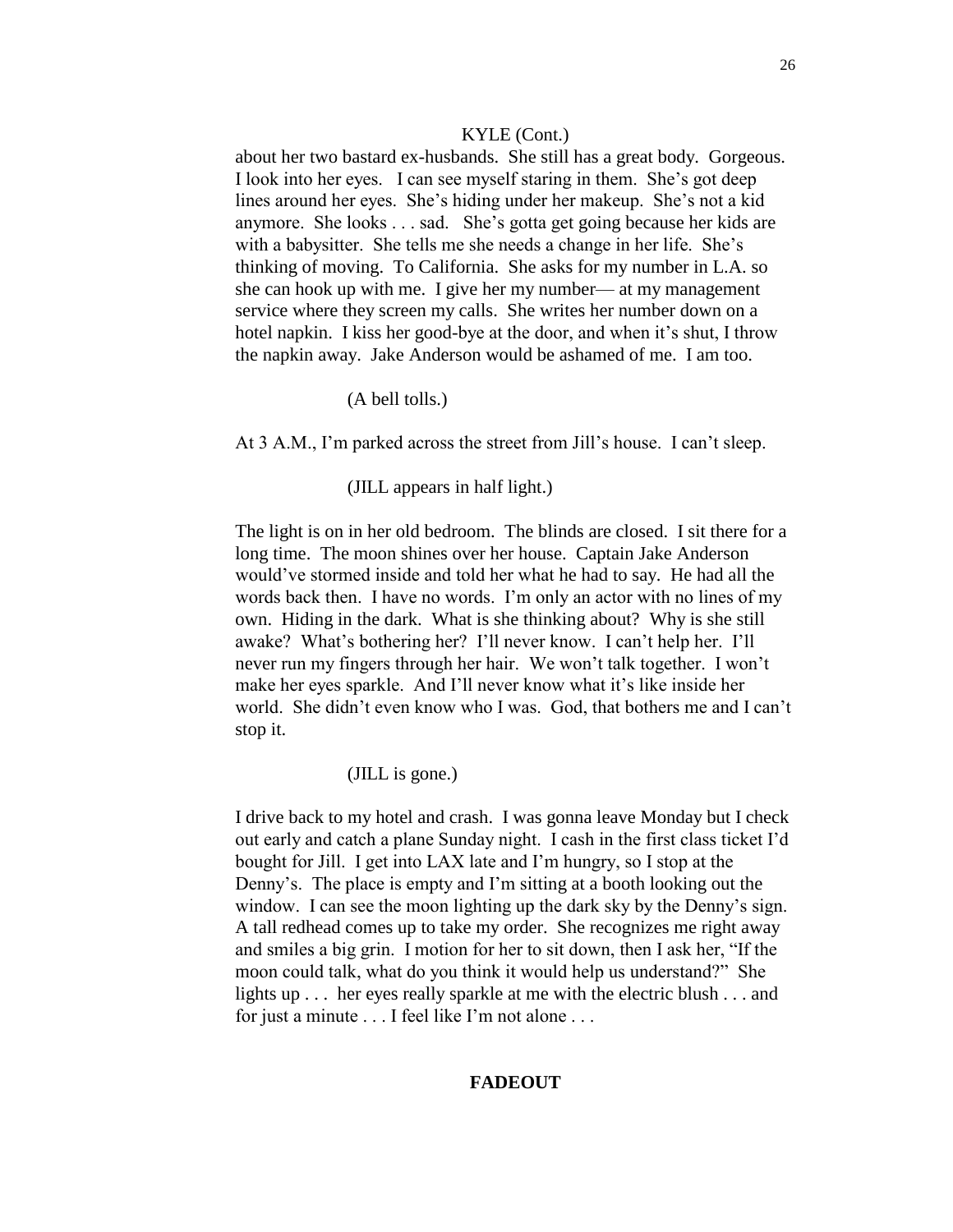KYLE (Cont.)

about her two bastard ex-husbands. She still has a great body. Gorgeous. I look into her eyes. I can see myself staring in them. She's got deep lines around her eyes. She's hiding under her makeup. She's not a kid anymore. She looks . . . sad. She's gotta get going because her kids are with a babysitter. She tells me she needs a change in her life. She's thinking of moving. To California. She asks for my number in L.A. so she can hook up with me. I give her my number— at my management service where they screen my calls. She writes her number down on a hotel napkin. I kiss her good-bye at the door, and when it's shut, I throw the napkin away. Jake Anderson would be ashamed of me. I am too.

(A bell tolls.)

At 3 A.M., I'm parked across the street from Jill's house. I can't sleep.

(JILL appears in half light.)

The light is on in her old bedroom. The blinds are closed. I sit there for a long time. The moon shines over her house. Captain Jake Anderson would've stormed inside and told her what he had to say. He had all the words back then. I have no words. I'm only an actor with no lines of my own. Hiding in the dark. What is she thinking about? Why is she still awake? What's bothering her? I'll never know. I can't help her. I'll never run my fingers through her hair. We won't talk together. I won't make her eyes sparkle. And I'll never know what it's like inside her world. She didn't even know who I was. God, that bothers me and I can't stop it.

(JILL is gone.)

I drive back to my hotel and crash. I was gonna leave Monday but I check out early and catch a plane Sunday night. I cash in the first class ticket I'd bought for Jill. I get into LAX late and I'm hungry, so I stop at the Denny's. The place is empty and I'm sitting at a booth looking out the window. I can see the moon lighting up the dark sky by the Denny's sign. A tall redhead comes up to take my order. She recognizes me right away and smiles a big grin. I motion for her to sit down, then I ask her, "If the moon could talk, what do you think it would help us understand?" She lights up . . . her eyes really sparkle at me with the electric blush . . . and for just a minute . . . I feel like I'm not alone . . .

**FADEOUT**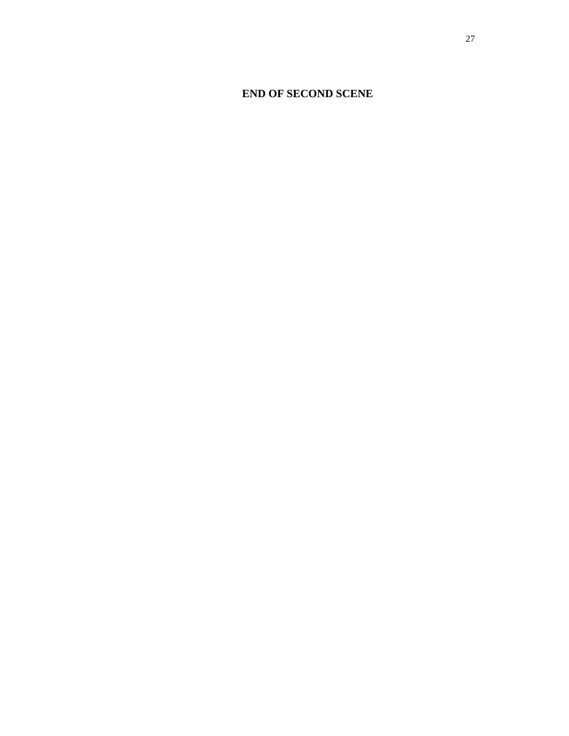**END OF SECOND SCENE**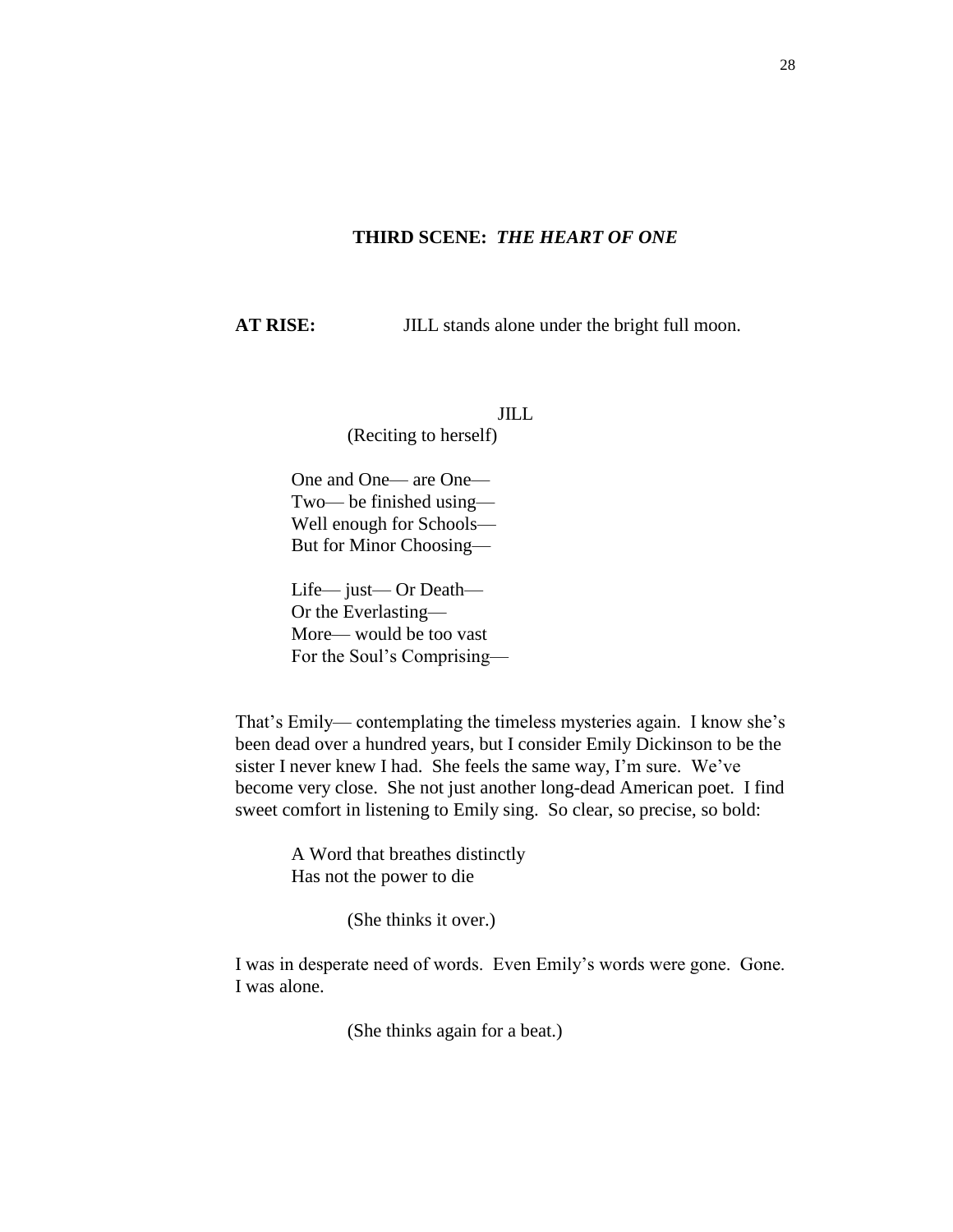**THIRD SCENE:** ***THE HEART OF ONE***

**AT RISE:** JILL stands alone under the bright full moon.

JILL

(Reciting to herself)

One and One— are One—
Two— be finished using—
Well enough for Schools—
But for Minor Choosing—

Life— just— Or Death—
Or the Everlasting—
More— would be too vast
For the Soul's Comprising—

That's Emily— contemplating the timeless mysteries again. I know she's been dead over a hundred years, but I consider Emily Dickinson to be the sister I never knew I had. She feels the same way, I'm sure. We've become very close. She not just another long-dead American poet. I find sweet comfort in listening to Emily sing. So clear, so precise, so bold:

A Word that breathes distinctly
Has not the power to die

(She thinks it over.)

I was in desperate need of words. Even Emily's words were gone. Gone. I was alone.

(She thinks again for a beat.)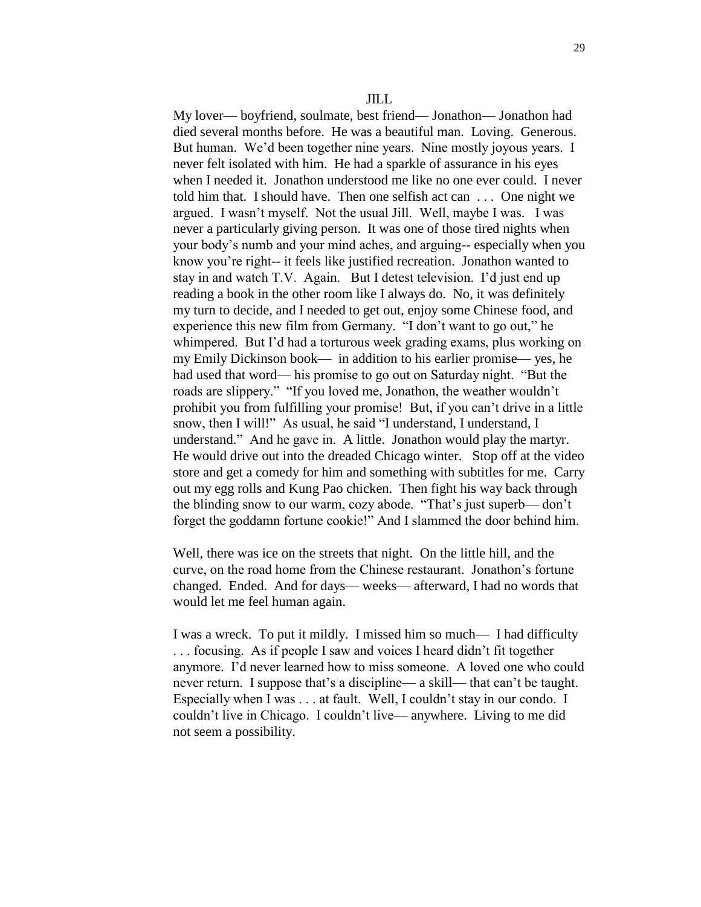JILL

My lover— boyfriend, soulmate, best friend— Jonathon— Jonathon had died several months before. He was a beautiful man. Loving. Generous. But human. We'd been together nine years. Nine mostly joyous years. I never felt isolated with him. He had a sparkle of assurance in his eyes when I needed it. Jonathon understood me like no one ever could. I never told him that. I should have. Then one selfish act can . . . One night we argued. I wasn't myself. Not the usual Jill. Well, maybe I was. I was never a particularly giving person. It was one of those tired nights when your body's numb and your mind aches, and arguing-- especially when you know you're right-- it feels like justified recreation. Jonathon wanted to stay in and watch T.V. Again. But I detest television. I'd just end up reading a book in the other room like I always do. No, it was definitely my turn to decide, and I needed to get out, enjoy some Chinese food, and experience this new film from Germany. "I don't want to go out," he whimpered. But I'd had a torturous week grading exams, plus working on my Emily Dickinson book— in addition to his earlier promise— yes, he had used that word— his promise to go out on Saturday night. "But the roads are slippery." "If you loved me, Jonathon, the weather wouldn't prohibit you from fulfilling your promise! But, if you can't drive in a little snow, then I will!" As usual, he said "I understand, I understand, I understand." And he gave in. A little. Jonathon would play the martyr. He would drive out into the dreaded Chicago winter. Stop off at the video store and get a comedy for him and something with subtitles for me. Carry out my egg rolls and Kung Pao chicken. Then fight his way back through the blinding snow to our warm, cozy abode. "That's just superb— don't forget the goddamn fortune cookie!" And I slammed the door behind him.

Well, there was ice on the streets that night. On the little hill, and the curve, on the road home from the Chinese restaurant. Jonathon's fortune changed. Ended. And for days— weeks— afterward, I had no words that would let me feel human again.

I was a wreck. To put it mildly. I missed him so much— I had difficulty . . . focusing. As if people I saw and voices I heard didn't fit together anymore. I'd never learned how to miss someone. A loved one who could never return. I suppose that's a discipline— a skill— that can't be taught. Especially when I was . . . at fault. Well, I couldn't stay in our condo. I couldn't live in Chicago. I couldn't live— anywhere. Living to me did not seem a possibility.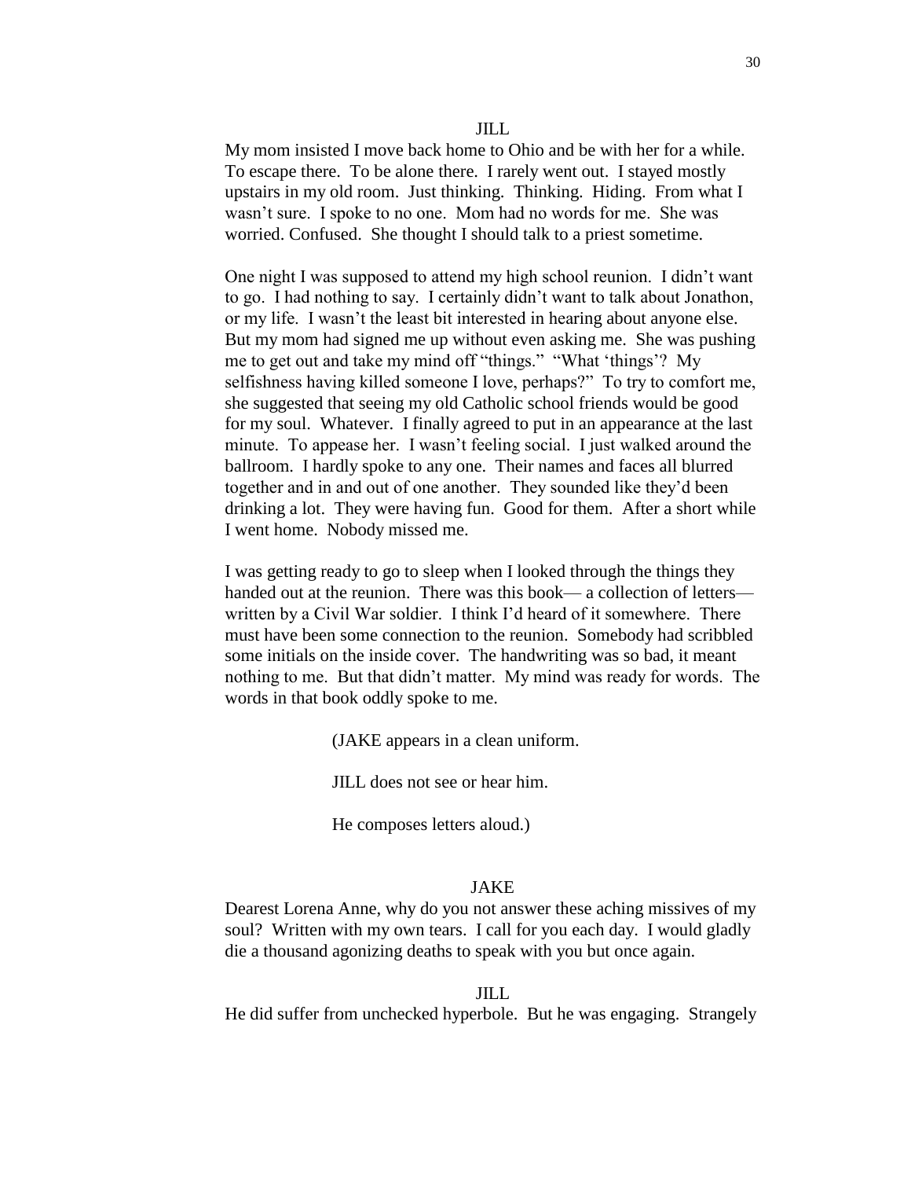JILL

My mom insisted I move back home to Ohio and be with her for a while. To escape there. To be alone there. I rarely went out. I stayed mostly upstairs in my old room. Just thinking. Thinking. Hiding. From what I wasn't sure. I spoke to no one. Mom had no words for me. She was worried. Confused. She thought I should talk to a priest sometime.

One night I was supposed to attend my high school reunion. I didn't want to go. I had nothing to say. I certainly didn't want to talk about Jonathon, or my life. I wasn't the least bit interested in hearing about anyone else. But my mom had signed me up without even asking me. She was pushing me to get out and take my mind off "things." "What 'things'? My selfishness having killed someone I love, perhaps?" To try to comfort me, she suggested that seeing my old Catholic school friends would be good for my soul. Whatever. I finally agreed to put in an appearance at the last minute. To appease her. I wasn't feeling social. I just walked around the ballroom. I hardly spoke to any one. Their names and faces all blurred together and in and out of one another. They sounded like they'd been drinking a lot. They were having fun. Good for them. After a short while I went home. Nobody missed me.

I was getting ready to go to sleep when I looked through the things they handed out at the reunion. There was this book— a collection of letters— written by a Civil War soldier. I think I'd heard of it somewhere. There must have been some connection to the reunion. Somebody had scribbled some initials on the inside cover. The handwriting was so bad, it meant nothing to me. But that didn't matter. My mind was ready for words. The words in that book oddly spoke to me.

(JAKE appears in a clean uniform.

JILL does not see or hear him.

He composes letters aloud.)

JAKE

Dearest Lorena Anne, why do you not answer these aching missives of my soul? Written with my own tears. I call for you each day. I would gladly die a thousand agonizing deaths to speak with you but once again.

JILL

He did suffer from unchecked hyperbole. But he was engaging. Strangely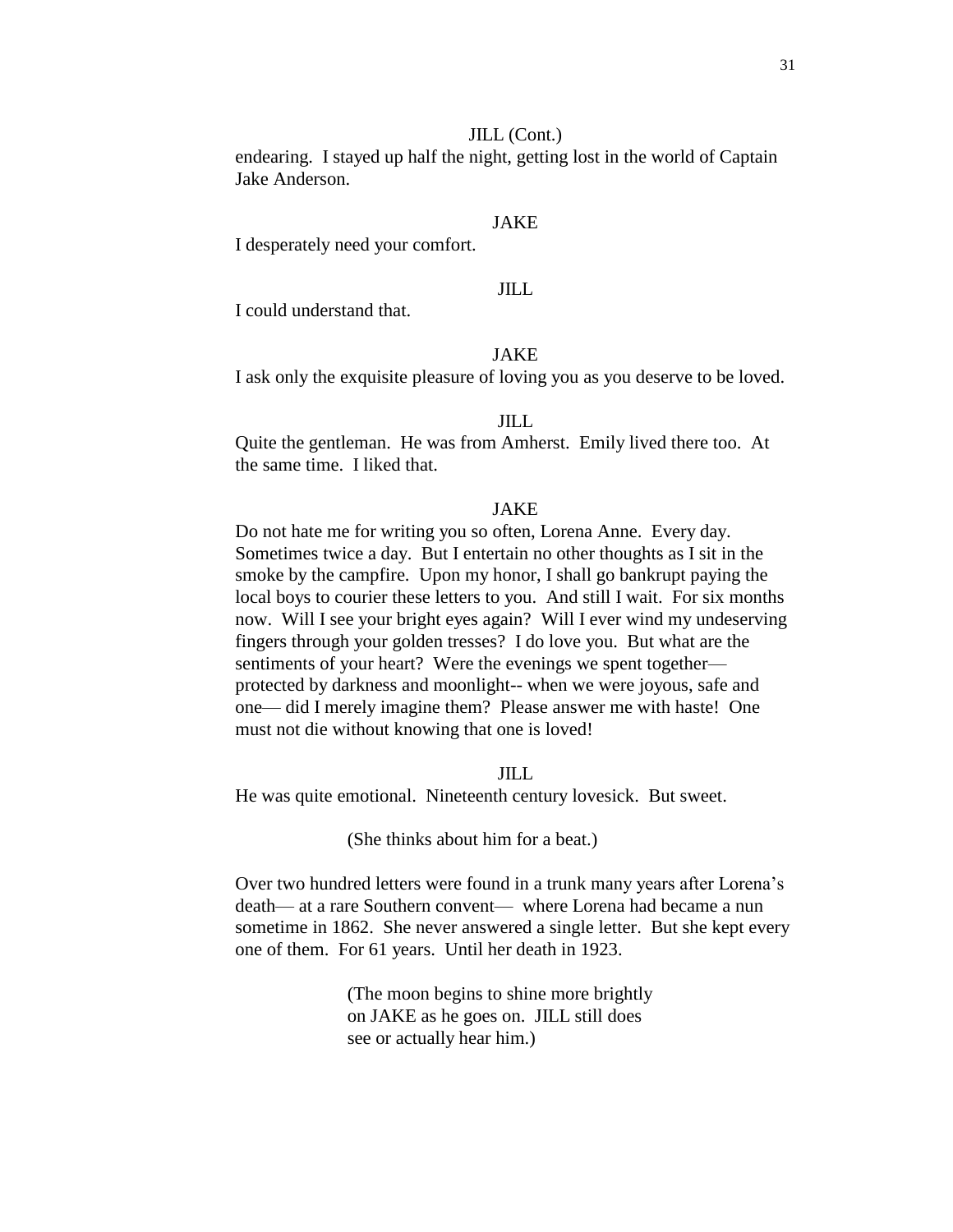JILL (Cont.)

endearing. I stayed up half the night, getting lost in the world of Captain Jake Anderson.

JAKE

I desperately need your comfort.

JILL

I could understand that.

JAKE

I ask only the exquisite pleasure of loving you as you deserve to be loved.

JILL

Quite the gentleman. He was from Amherst. Emily lived there too. At the same time. I liked that.

JAKE

Do not hate me for writing you so often, Lorena Anne. Every day. Sometimes twice a day. But I entertain no other thoughts as I sit in the smoke by the campfire. Upon my honor, I shall go bankrupt paying the local boys to courier these letters to you. And still I wait. For six months now. Will I see your bright eyes again? Will I ever wind my undeserving fingers through your golden tresses? I do love you. But what are the sentiments of your heart? Were the evenings we spent together— protected by darkness and moonlight-- when we were joyous, safe and one— did I merely imagine them? Please answer me with haste! One must not die without knowing that one is loved!

JILL

He was quite emotional. Nineteenth century lovesick. But sweet.

(She thinks about him for a beat.)

Over two hundred letters were found in a trunk many years after Lorena's death— at a rare Southern convent— where Lorena had became a nun sometime in 1862. She never answered a single letter. But she kept every one of them. For 61 years. Until her death in 1923.

(The moon begins to shine more brightly on JAKE as he goes on. JILL still does see or actually hear him.)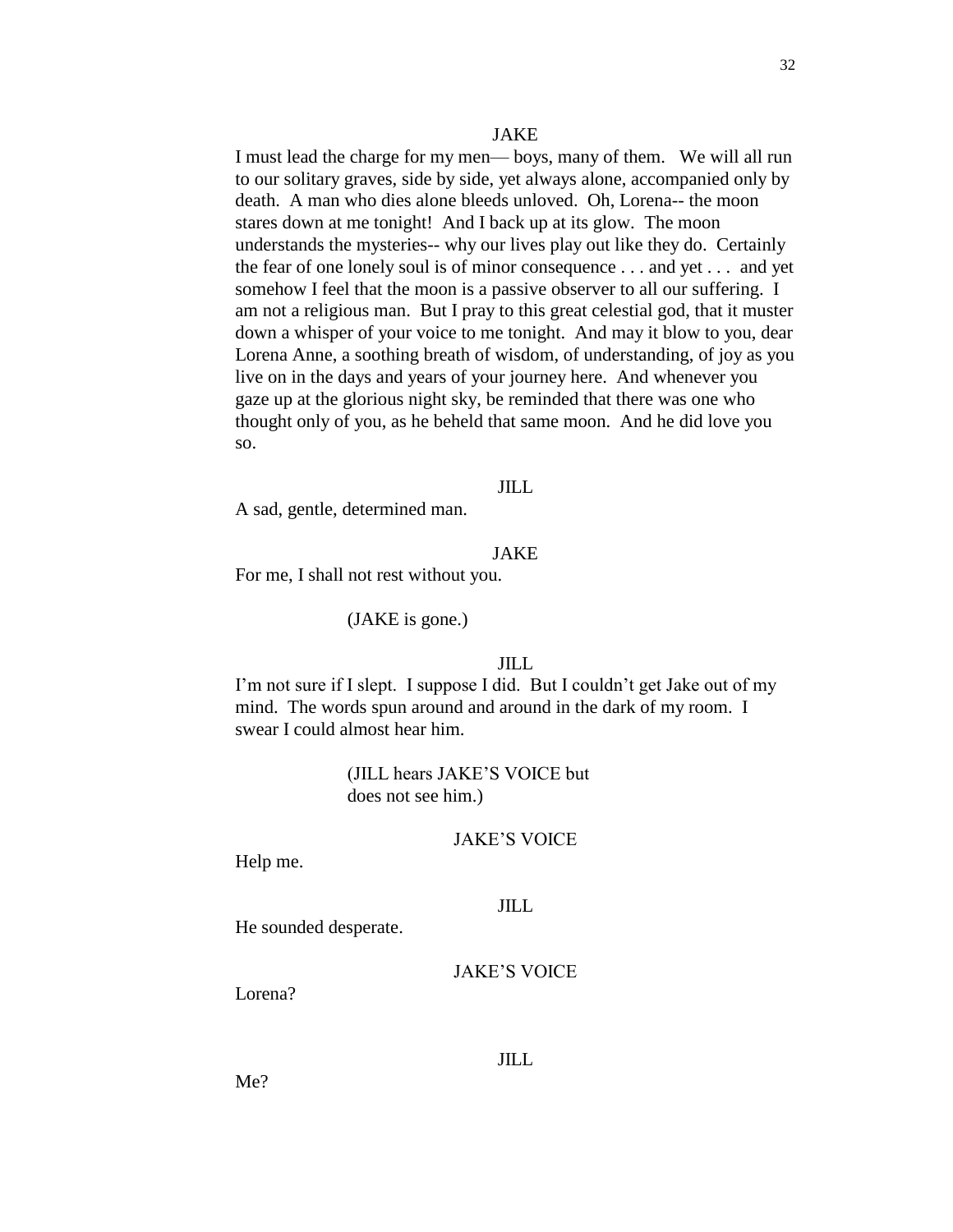JAKE

I must lead the charge for my men— boys, many of them. We will all run to our solitary graves, side by side, yet always alone, accompanied only by death. A man who dies alone bleeds unloved. Oh, Lorena-- the moon stares down at me tonight! And I back up at its glow. The moon understands the mysteries-- why our lives play out like they do. Certainly the fear of one lonely soul is of minor consequence . . . and yet . . . and yet somehow I feel that the moon is a passive observer to all our suffering. I am not a religious man. But I pray to this great celestial god, that it muster down a whisper of your voice to me tonight. And may it blow to you, dear Lorena Anne, a soothing breath of wisdom, of understanding, of joy as you live on in the days and years of your journey here. And whenever you gaze up at the glorious night sky, be reminded that there was one who thought only of you, as he beheld that same moon. And he did love you so.

JILL

A sad, gentle, determined man.

JAKE

For me, I shall not rest without you.

(JAKE is gone.)

JILL

I'm not sure if I slept. I suppose I did. But I couldn't get Jake out of my mind. The words spun around and around in the dark of my room. I swear I could almost hear him.

(JILL hears JAKE'S VOICE but does not see him.)

JAKE'S VOICE

Help me.

JILL

He sounded desperate.

JAKE'S VOICE

Lorena?

JILL

Me?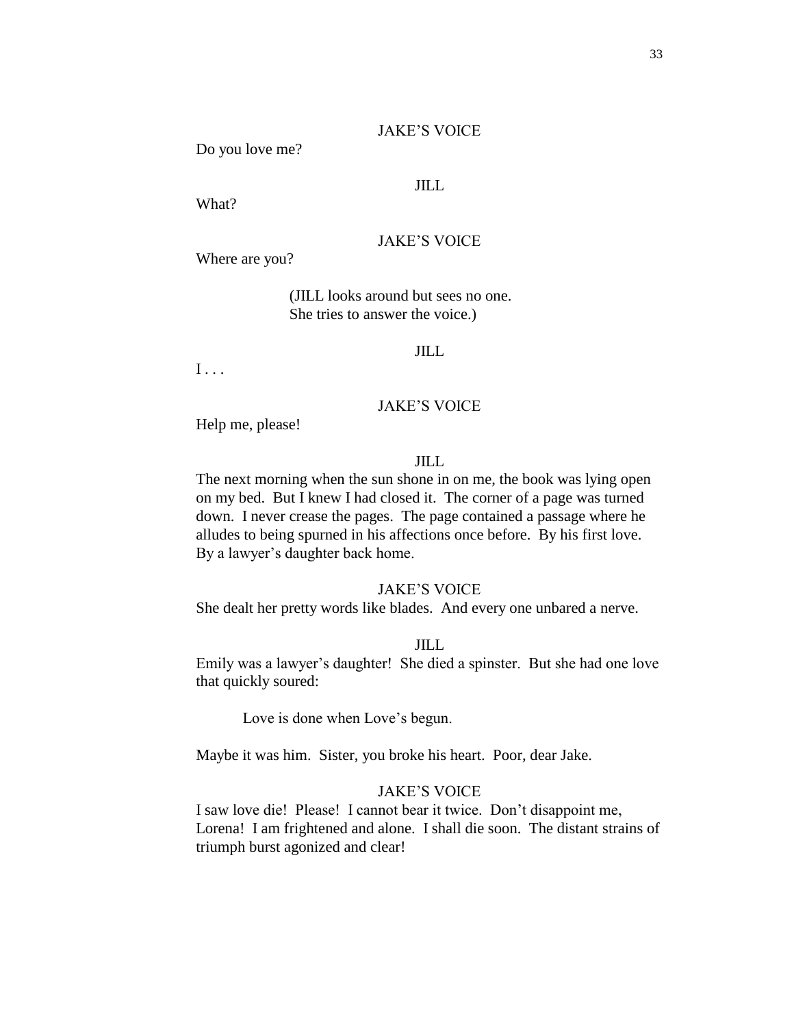JAKE'S VOICE

Do you love me?

JILL

What?

JAKE'S VOICE

Where are you?

(JILL looks around but sees no one.
She tries to answer the voice.)

JILL

I . . .

JAKE'S VOICE

Help me, please!

JILL

The next morning when the sun shone in on me, the book was lying open on my bed. But I knew I had closed it. The corner of a page was turned down. I never crease the pages. The page contained a passage where he alludes to being spurned in his affections once before. By his first love. By a lawyer's daughter back home.

JAKE'S VOICE

She dealt her pretty words like blades. And every one unbared a nerve.

JILL

Emily was a lawyer's daughter! She died a spinster. But she had one love that quickly soured:

> Love is done when Love's begun.

Maybe it was him. Sister, you broke his heart. Poor, dear Jake.

JAKE'S VOICE

I saw love die! Please! I cannot bear it twice. Don't disappoint me, Lorena! I am frightened and alone. I shall die soon. The distant strains of triumph burst agonized and clear!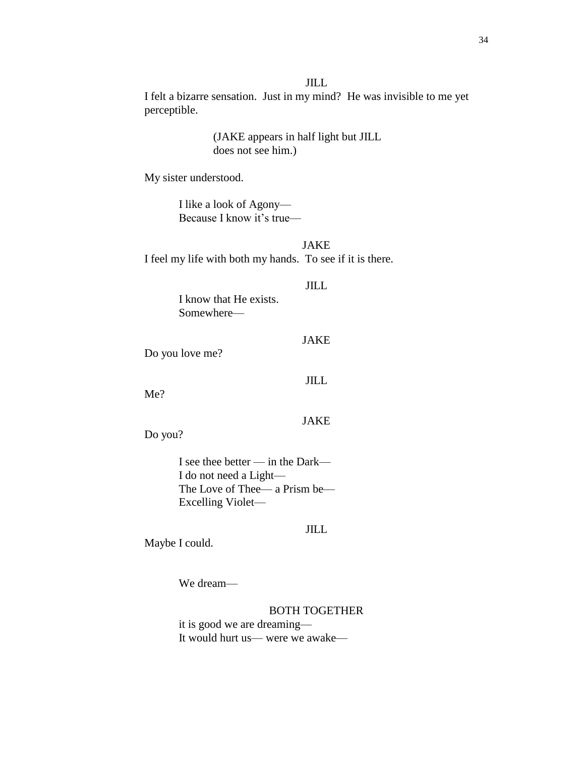JILL

I felt a bizarre sensation. Just in my mind? He was invisible to me yet perceptible.

> (JAKE appears in half light but JILL does not see him.)

My sister understood.

> I like a look of Agony—
> Because I know it's true—

JAKE

I feel my life with both my hands. To see if it is there.

JILL

> I know that He exists.
> Somewhere—

JAKE

Do you love me?

JILL

Me?

JAKE

Do you?

> I see thee better — in the Dark—
> I do not need a Light—
> The Love of Thee— a Prism be—
> Excelling Violet—

JILL

Maybe I could.

> We dream—

BOTH TOGETHER

> it is good we are dreaming—
> It would hurt us— were we awake—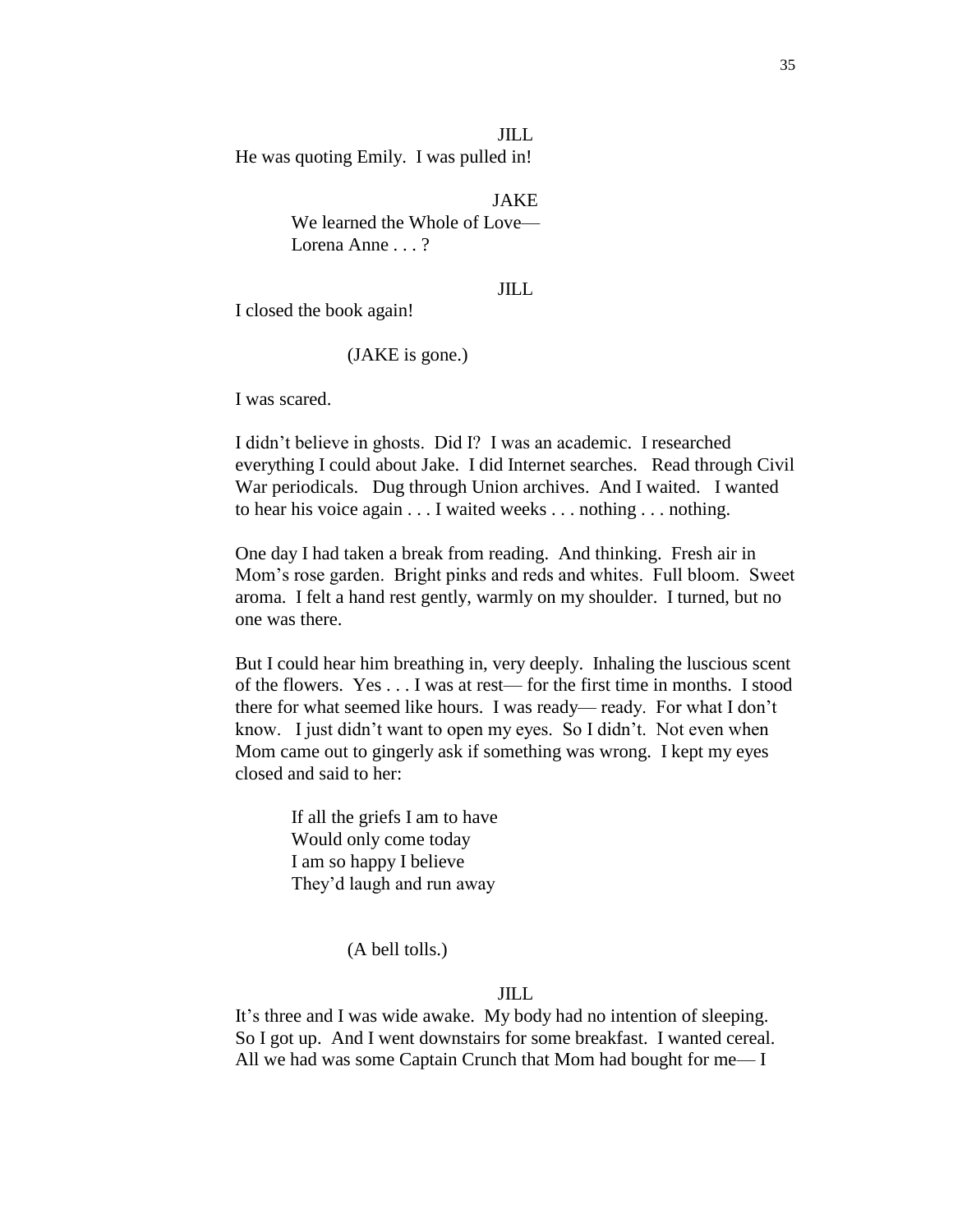JILL

He was quoting Emily. I was pulled in!

JAKE

We learned the Whole of Love—
Lorena Anne . . . ?

JILL

I closed the book again!

(JAKE is gone.)

I was scared.

I didn't believe in ghosts. Did I? I was an academic. I researched everything I could about Jake. I did Internet searches. Read through Civil War periodicals. Dug through Union archives. And I waited. I wanted to hear his voice again . . . I waited weeks . . . nothing . . . nothing.

One day I had taken a break from reading. And thinking. Fresh air in Mom's rose garden. Bright pinks and reds and whites. Full bloom. Sweet aroma. I felt a hand rest gently, warmly on my shoulder. I turned, but no one was there.

But I could hear him breathing in, very deeply. Inhaling the luscious scent of the flowers. Yes . . . I was at rest— for the first time in months. I stood there for what seemed like hours. I was ready— ready. For what I don't know. I just didn't want to open my eyes. So I didn't. Not even when Mom came out to gingerly ask if something was wrong. I kept my eyes closed and said to her:

If all the griefs I am to have
Would only come today
I am so happy I believe
They'd laugh and run away

(A bell tolls.)

JILL

It's three and I was wide awake. My body had no intention of sleeping. So I got up. And I went downstairs for some breakfast. I wanted cereal. All we had was some Captain Crunch that Mom had bought for me— I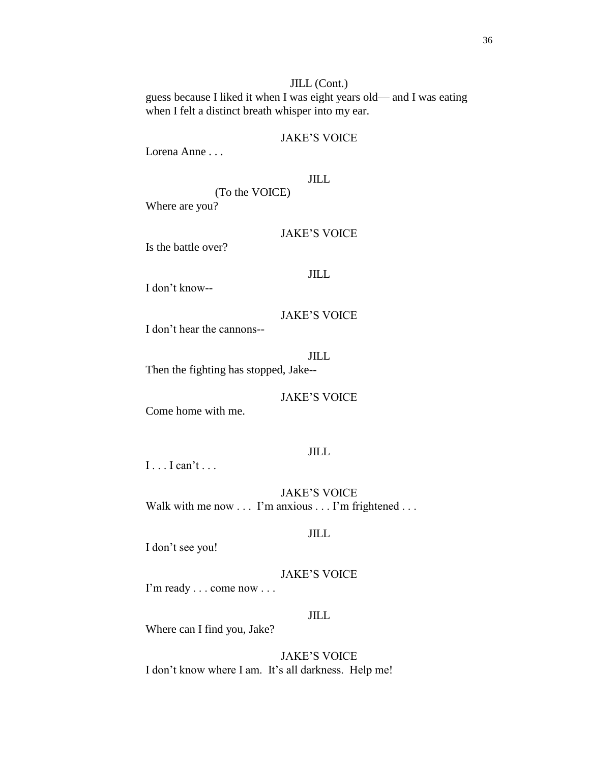JILL (Cont.)

guess because I liked it when I was eight years old— and I was eating when I felt a distinct breath whisper into my ear.

JAKE'S VOICE

Lorena Anne . . .

JILL

(To the VOICE)

Where are you?

JAKE'S VOICE

Is the battle over?

JILL

I don't know--

JAKE'S VOICE

I don't hear the cannons--

JILL

Then the fighting has stopped, Jake--

JAKE'S VOICE

Come home with me.

JILL

I . . . I can't . . .

JAKE'S VOICE

Walk with me now . . . I'm anxious . . . I'm frightened . . .

JILL

I don't see you!

JAKE'S VOICE

I'm ready . . . come now . . .

JILL

Where can I find you, Jake?

JAKE'S VOICE

I don't know where I am. It's all darkness. Help me!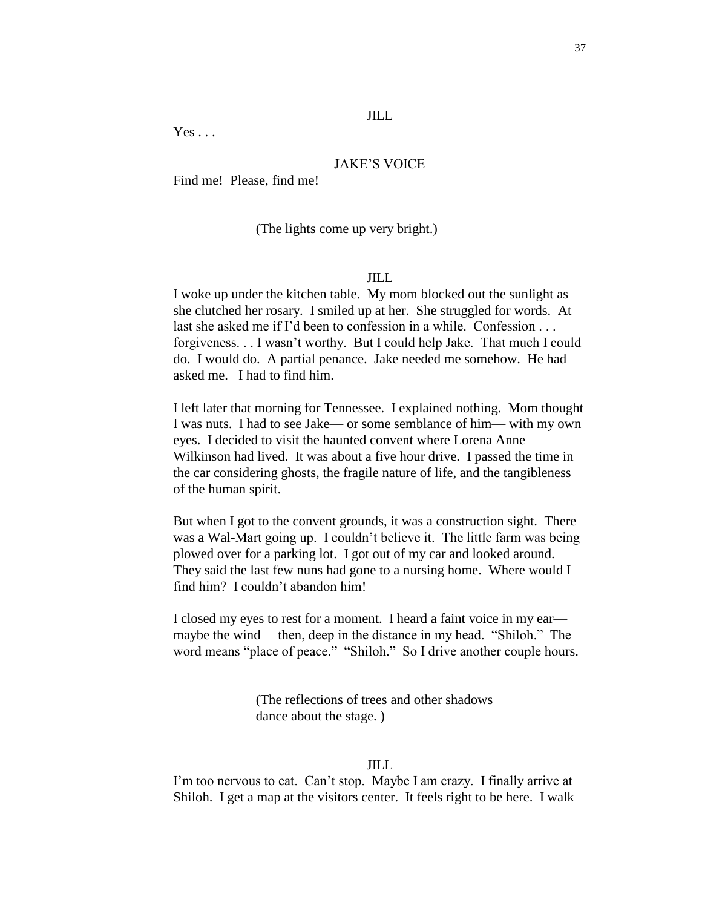JILL

Yes . . .

JAKE'S VOICE

Find me! Please, find me!

(The lights come up very bright.)

JILL

I woke up under the kitchen table. My mom blocked out the sunlight as she clutched her rosary. I smiled up at her. She struggled for words. At last she asked me if I'd been to confession in a while. Confession . . . forgiveness. . . I wasn't worthy. But I could help Jake. That much I could do. I would do. A partial penance. Jake needed me somehow. He had asked me. I had to find him.

I left later that morning for Tennessee. I explained nothing. Mom thought I was nuts. I had to see Jake— or some semblance of him— with my own eyes. I decided to visit the haunted convent where Lorena Anne Wilkinson had lived. It was about a five hour drive. I passed the time in the car considering ghosts, the fragile nature of life, and the tangibleness of the human spirit.

But when I got to the convent grounds, it was a construction sight. There was a Wal-Mart going up. I couldn't believe it. The little farm was being plowed over for a parking lot. I got out of my car and looked around. They said the last few nuns had gone to a nursing home. Where would I find him? I couldn't abandon him!

I closed my eyes to rest for a moment. I heard a faint voice in my ear— maybe the wind— then, deep in the distance in my head. "Shiloh." The word means "place of peace." "Shiloh." So I drive another couple hours.

(The reflections of trees and other shadows dance about the stage. )

JILL

I'm too nervous to eat. Can't stop. Maybe I am crazy. I finally arrive at Shiloh. I get a map at the visitors center. It feels right to be here. I walk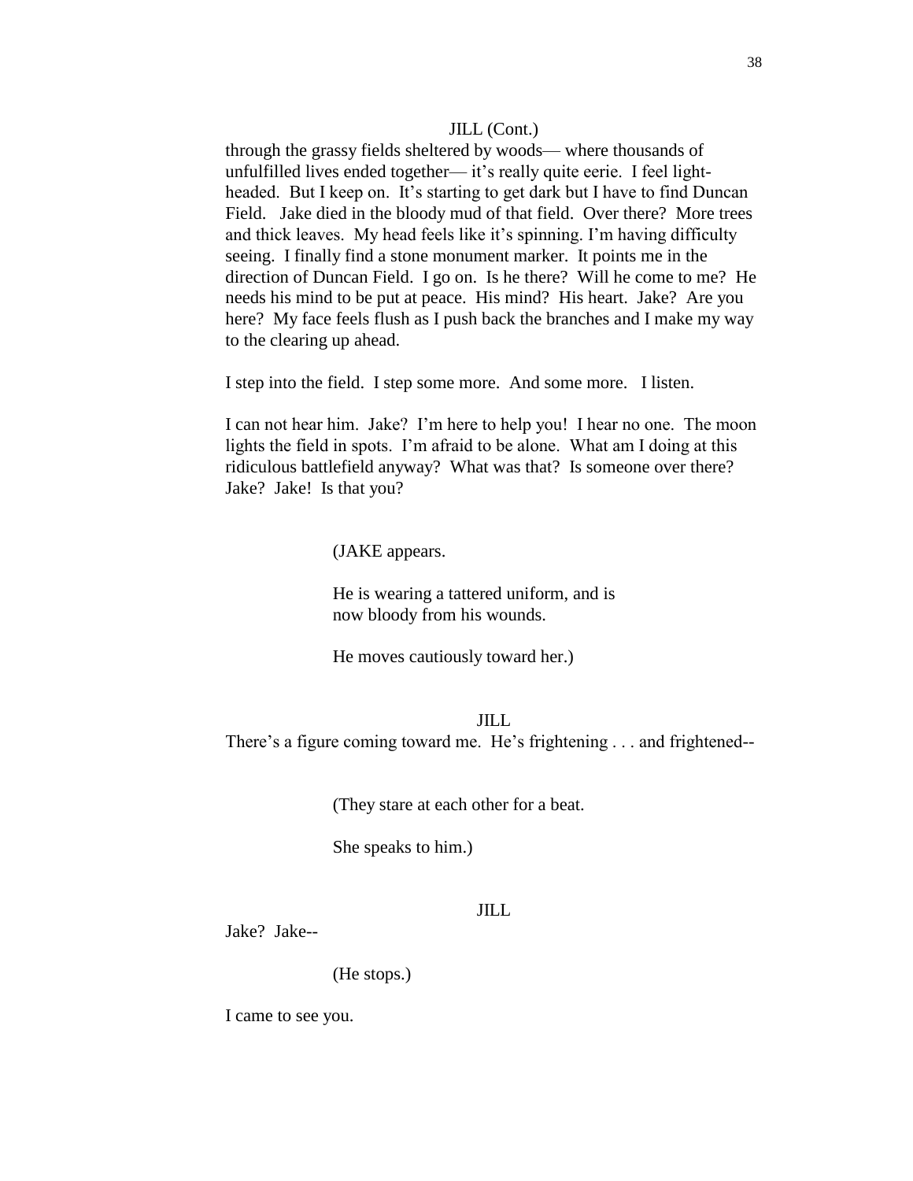JILL (Cont.)

through the grassy fields sheltered by woods— where thousands of unfulfilled lives ended together— it's really quite eerie. I feel light-headed. But I keep on. It's starting to get dark but I have to find Duncan Field. Jake died in the bloody mud of that field. Over there? More trees and thick leaves. My head feels like it's spinning. I'm having difficulty seeing. I finally find a stone monument marker. It points me in the direction of Duncan Field. I go on. Is he there? Will he come to me? He needs his mind to be put at peace. His mind? His heart. Jake? Are you here? My face feels flush as I push back the branches and I make my way to the clearing up ahead.

I step into the field. I step some more. And some more. I listen.

I can not hear him. Jake? I'm here to help you! I hear no one. The moon lights the field in spots. I'm afraid to be alone. What am I doing at this ridiculous battlefield anyway? What was that? Is someone over there? Jake? Jake! Is that you?

(JAKE appears.

He is wearing a tattered uniform, and is now bloody from his wounds.

He moves cautiously toward her.)

JILL

There's a figure coming toward me. He's frightening . . . and frightened--

(They stare at each other for a beat.

She speaks to him.)

JILL

Jake? Jake--

(He stops.)

I came to see you.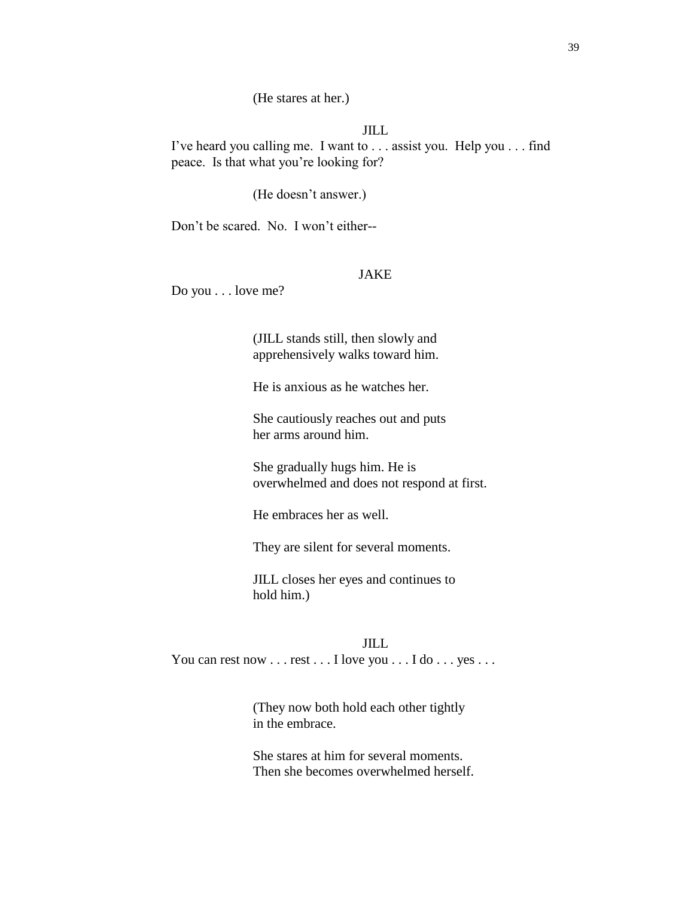(He stares at her.)

JILL

I've heard you calling me. I want to . . . assist you. Help you . . . find peace. Is that what you're looking for?

(He doesn't answer.)

Don't be scared. No. I won't either--

JAKE

Do you . . . love me?

(JILL stands still, then slowly and apprehensively walks toward him.

He is anxious as he watches her.

She cautiously reaches out and puts her arms around him.

She gradually hugs him. He is overwhelmed and does not respond at first.

He embraces her as well.

They are silent for several moments.

JILL closes her eyes and continues to hold him.)

JILL

You can rest now . . . rest . . . I love you . . . I do . . . yes . . .

(They now both hold each other tightly in the embrace.

She stares at him for several moments. Then she becomes overwhelmed herself.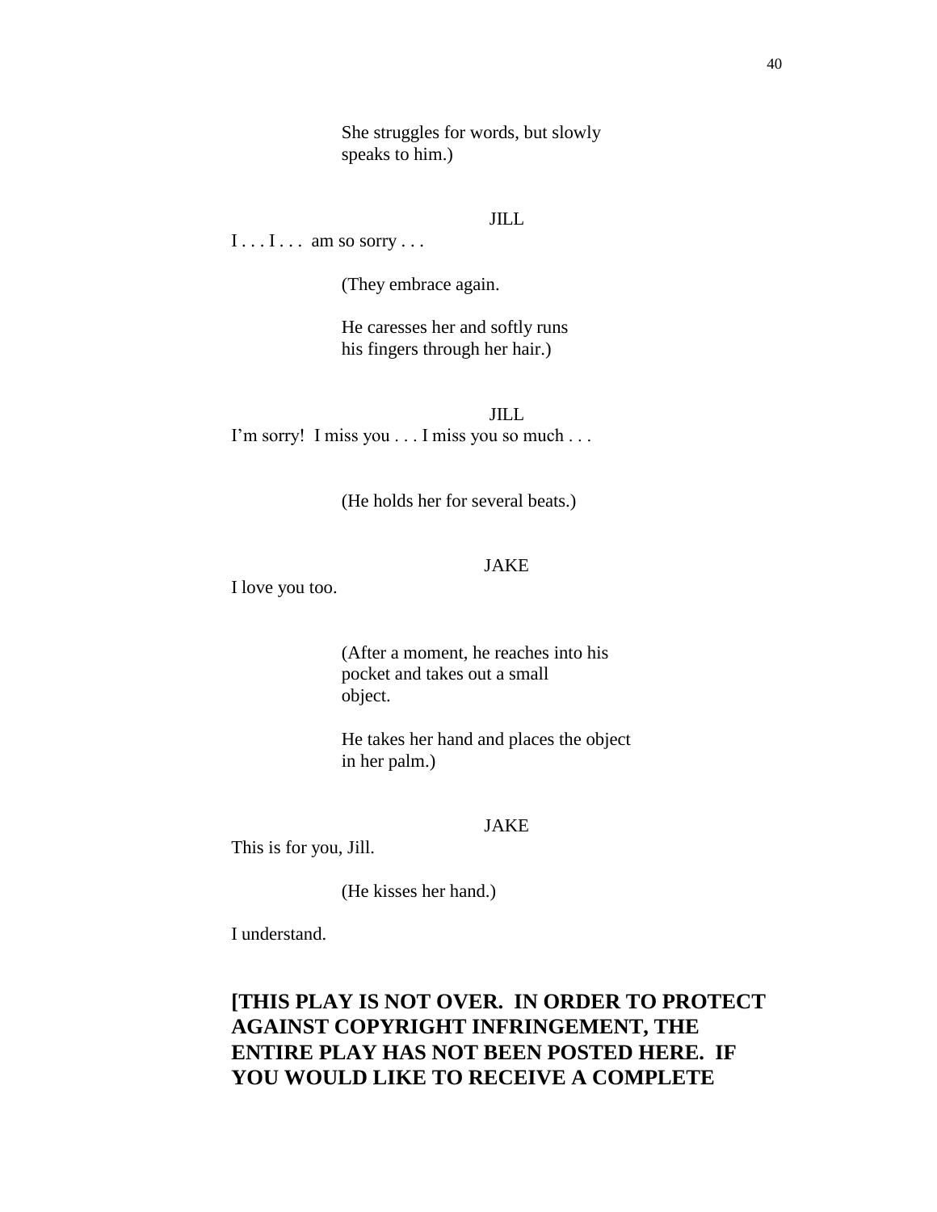She struggles for words, but slowly speaks to him.)

JILL

I . . . I . . . am so sorry . . .

(They embrace again.

He caresses her and softly runs his fingers through her hair.)

JILL

I'm sorry! I miss you . . . I miss you so much . . .

(He holds her for several beats.)

JAKE

I love you too.

(After a moment, he reaches into his pocket and takes out a small object.

He takes her hand and places the object in her palm.)

JAKE

This is for you, Jill.

(He kisses her hand.)

I understand.

**[THIS PLAY IS NOT OVER. IN ORDER TO PROTECT AGAINST COPYRIGHT INFRINGEMENT, THE ENTIRE PLAY HAS NOT BEEN POSTED HERE. IF YOU WOULD LIKE TO RECEIVE A COMPLETE**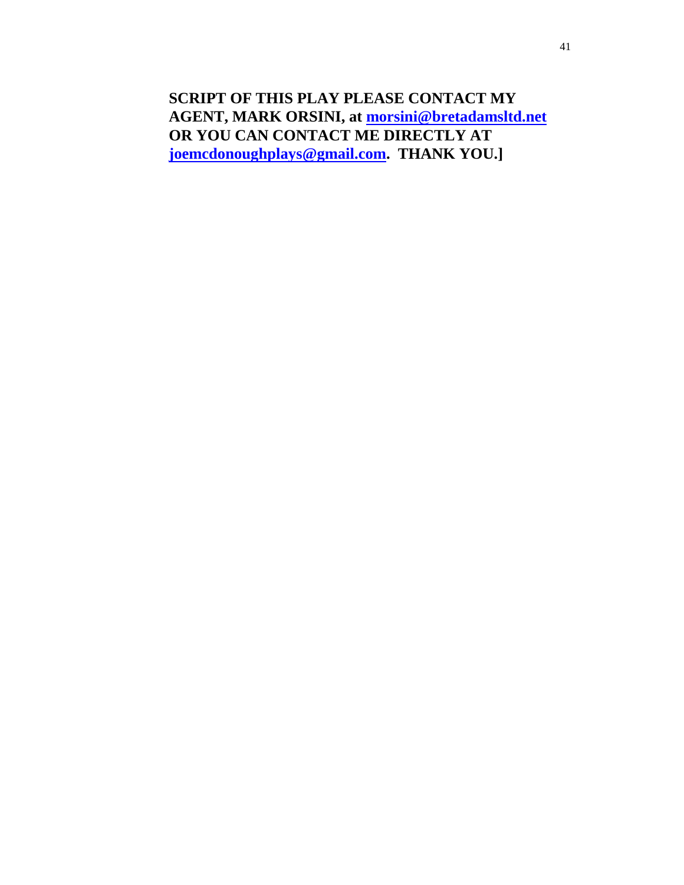**SCRIPT OF THIS PLAY PLEASE CONTACT MY AGENT, MARK ORSINI, at [morsini@bretadamsltd.net](mailto:morsini@bretadamsltd.net) OR YOU CAN CONTACT ME DIRECTLY AT [joemcdonoughplays@gmail.com](mailto:joemcdonoughplays@gmail.com). THANK YOU.]**